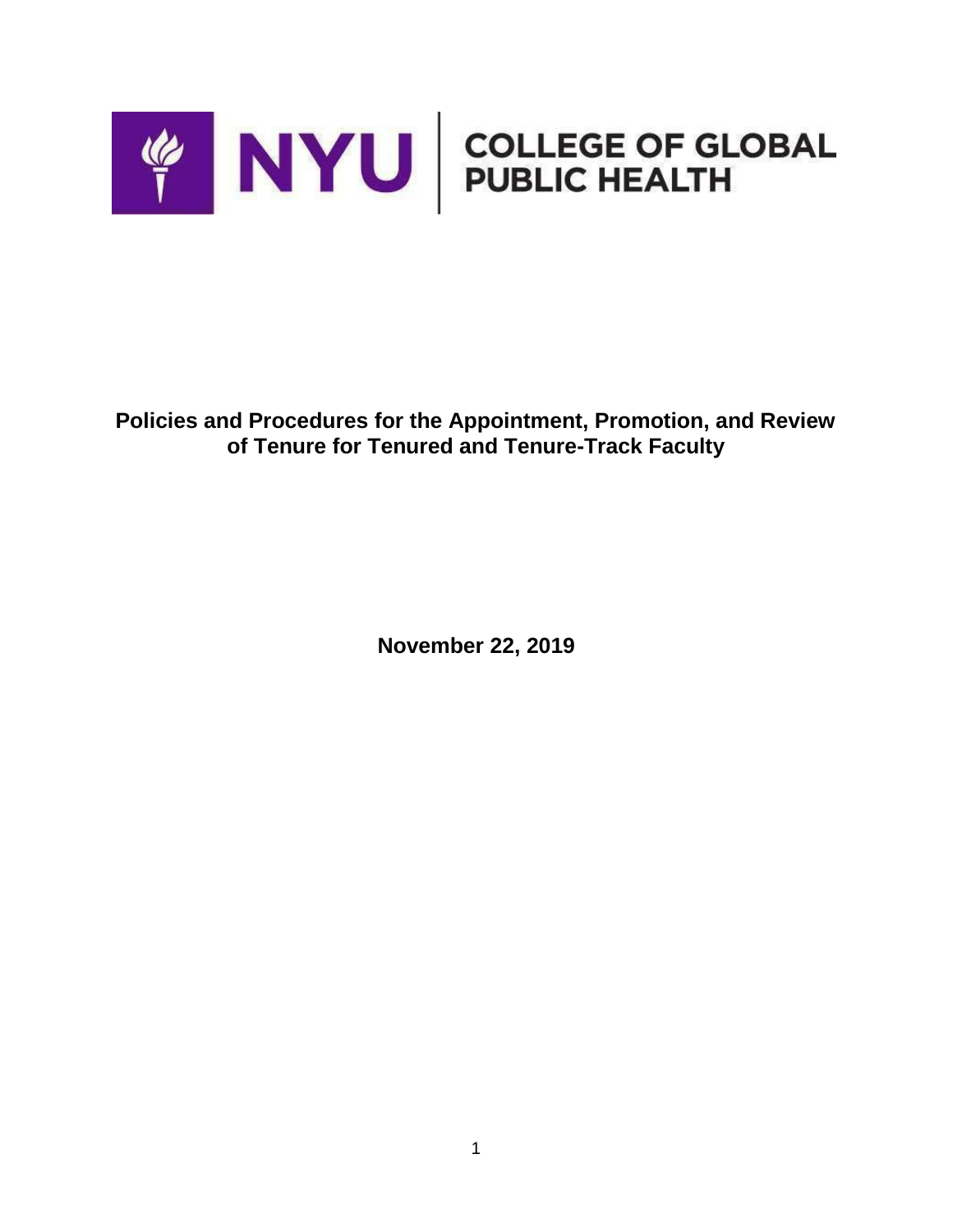NYU | COLLEGE OF GLOBAL PUBLIC HEALTH

# Policies and Procedures for the Appointment, Promotion, and Review of Tenure for Tenured and Tenure-Track Faculty

**November 22, 2019**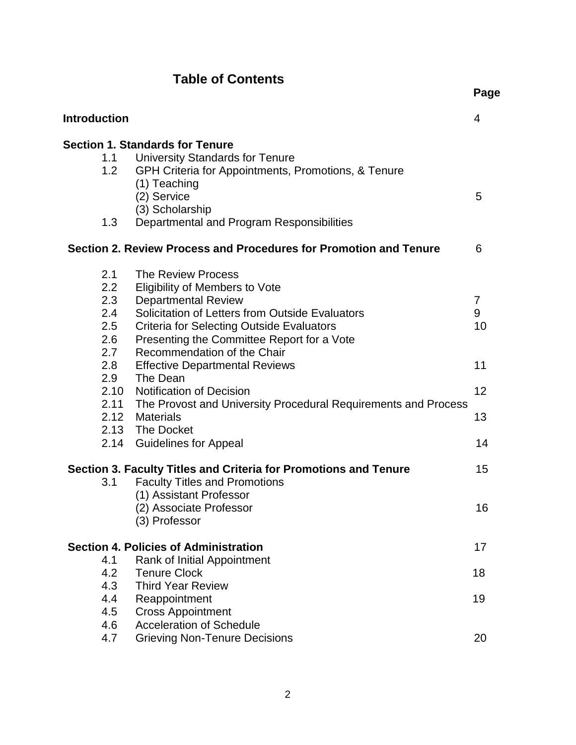# Table of Contents

| | | Page |
|---|---|---|
| **Introduction** | | 4 |
| **Section 1. Standards for Tenure** | | |
| 1.1 | University Standards for Tenure | |
| 1.2 | GPH Criteria for Appointments, Promotions, & Tenure | |
| | (1) Teaching | |
| | (2) Service | 5 |
| | (3) Scholarship | |
| 1.3 | Departmental and Program Responsibilities | |
| **Section 2. Review Process and Procedures for Promotion and Tenure** | | 6 |
| 2.1 | The Review Process | |
| 2.2 | Eligibility of Members to Vote | |
| 2.3 | Departmental Review | 7 |
| 2.4 | Solicitation of Letters from Outside Evaluators | 9 |
| 2.5 | Criteria for Selecting Outside Evaluators | 10 |
| 2.6 | Presenting the Committee Report for a Vote | |
| 2.7 | Recommendation of the Chair | |
| 2.8 | Effective Departmental Reviews | 11 |
| 2.9 | The Dean | |
| 2.10 | Notification of Decision | 12 |
| 2.11 | The Provost and University Procedural Requirements and Process | |
| 2.12 | Materials | 13 |
| 2.13 | The Docket | |
| 2.14 | Guidelines for Appeal | 14 |
| **Section 3. Faculty Titles and Criteria for Promotions and Tenure** | | 15 |
| 3.1 | Faculty Titles and Promotions | |
| | (1) Assistant Professor | |
| | (2) Associate Professor | 16 |
| | (3) Professor | |
| **Section 4. Policies of Administration** | | 17 |
| 4.1 | Rank of Initial Appointment | |
| 4.2 | Tenure Clock | 18 |
| 4.3 | Third Year Review | |
| 4.4 | Reappointment | 19 |
| 4.5 | Cross Appointment | |
| 4.6 | Acceleration of Schedule | |
| 4.7 | Grieving Non-Tenure Decisions | 20 |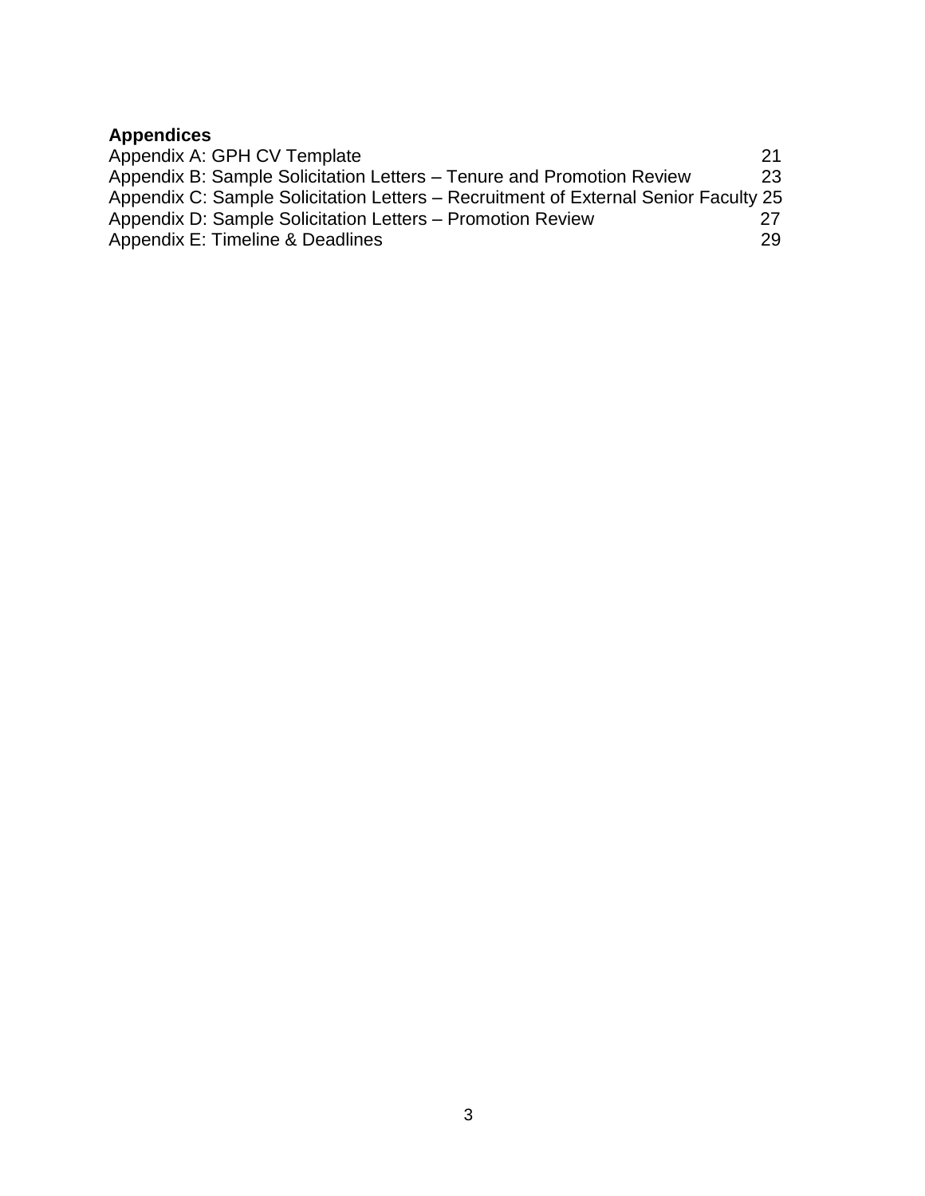**Appendices**

Appendix A: GPH CV Template 21
Appendix B: Sample Solicitation Letters – Tenure and Promotion Review 23
Appendix C: Sample Solicitation Letters – Recruitment of External Senior Faculty 25
Appendix D: Sample Solicitation Letters – Promotion Review 27
Appendix E: Timeline & Deadlines 29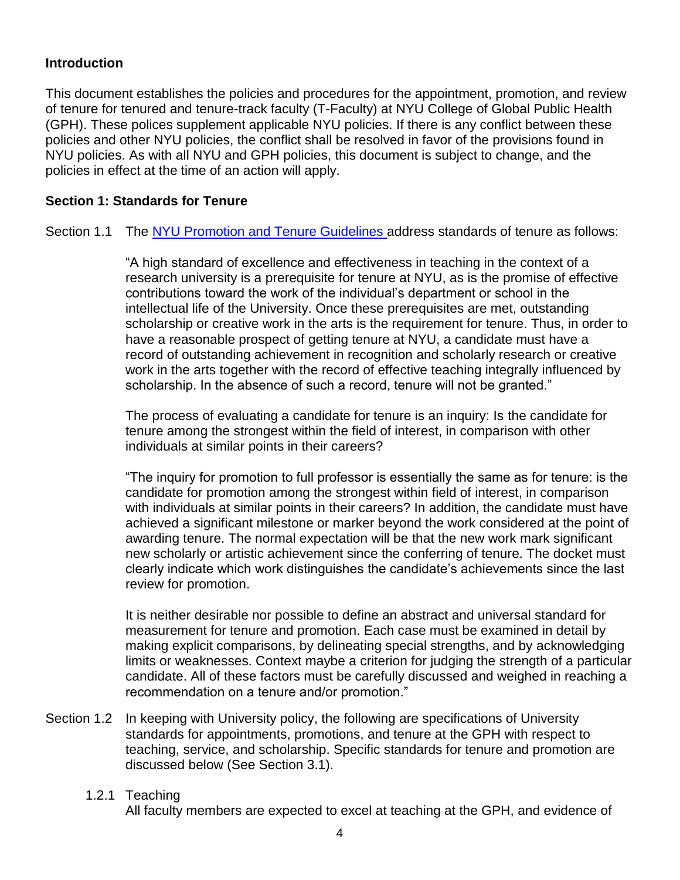## Introduction

This document establishes the policies and procedures for the appointment, promotion, and review of tenure for tenured and tenure-track faculty (T-Faculty) at NYU College of Global Public Health (GPH). These polices supplement applicable NYU policies. If there is any conflict between these policies and other NYU policies, the conflict shall be resolved in favor of the provisions found in NYU policies. As with all NYU and GPH policies, this document is subject to change, and the policies in effect at the time of an action will apply.

## Section 1: Standards for Tenure

Section 1.1 The NYU Promotion and Tenure Guidelines address standards of tenure as follows:

> "A high standard of excellence and effectiveness in teaching in the context of a research university is a prerequisite for tenure at NYU, as is the promise of effective contributions toward the work of the individual's department or school in the intellectual life of the University. Once these prerequisites are met, outstanding scholarship or creative work in the arts is the requirement for tenure. Thus, in order to have a reasonable prospect of getting tenure at NYU, a candidate must have a record of outstanding achievement in recognition and scholarly research or creative work in the arts together with the record of effective teaching integrally influenced by scholarship. In the absence of such a record, tenure will not be granted."
>
> The process of evaluating a candidate for tenure is an inquiry: Is the candidate for tenure among the strongest within the field of interest, in comparison with other individuals at similar points in their careers?
>
> "The inquiry for promotion to full professor is essentially the same as for tenure: is the candidate for promotion among the strongest within field of interest, in comparison with individuals at similar points in their careers? In addition, the candidate must have achieved a significant milestone or marker beyond the work considered at the point of awarding tenure. The normal expectation will be that the new work mark significant new scholarly or artistic achievement since the conferring of tenure. The docket must clearly indicate which work distinguishes the candidate's achievements since the last review for promotion.
>
> It is neither desirable nor possible to define an abstract and universal standard for measurement for tenure and promotion. Each case must be examined in detail by making explicit comparisons, by delineating special strengths, and by acknowledging limits or weaknesses. Context maybe a criterion for judging the strength of a particular candidate. All of these factors must be carefully discussed and weighed in reaching a recommendation on a tenure and/or promotion."

Section 1.2 In keeping with University policy, the following are specifications of University standards for appointments, promotions, and tenure at the GPH with respect to teaching, service, and scholarship. Specific standards for tenure and promotion are discussed below (See Section 3.1).

1.2.1 Teaching

All faculty members are expected to excel at teaching at the GPH, and evidence of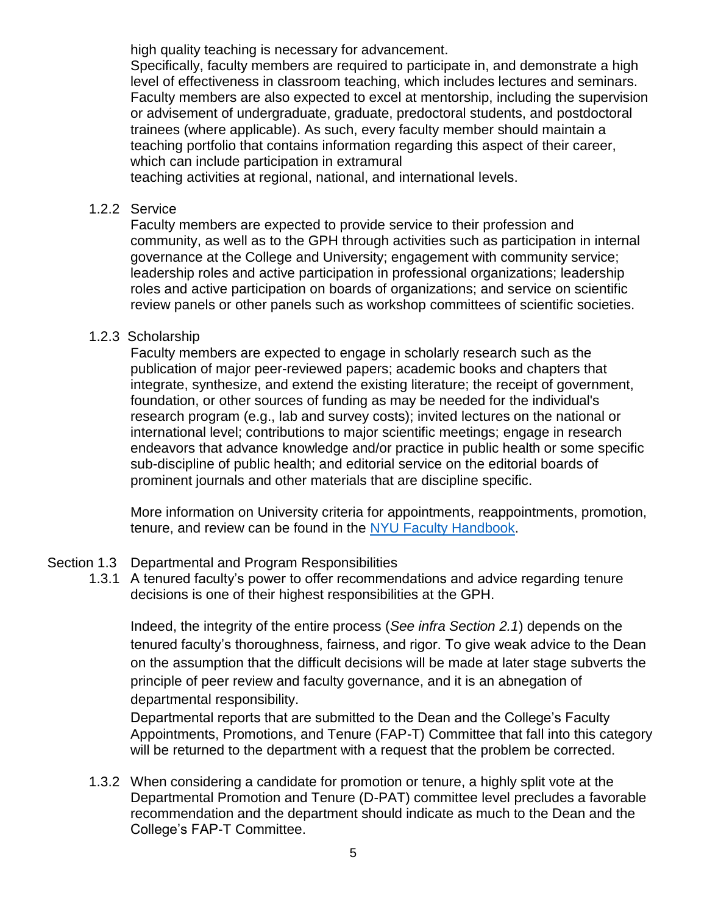high quality teaching is necessary for advancement.

Specifically, faculty members are required to participate in, and demonstrate a high level of effectiveness in classroom teaching, which includes lectures and seminars. Faculty members are also expected to excel at mentorship, including the supervision or advisement of undergraduate, graduate, predoctoral students, and postdoctoral trainees (where applicable). As such, every faculty member should maintain a teaching portfolio that contains information regarding this aspect of their career, which can include participation in extramural teaching activities at regional, national, and international levels.

#### 1.2.2 Service

Faculty members are expected to provide service to their profession and community, as well as to the GPH through activities such as participation in internal governance at the College and University; engagement with community service; leadership roles and active participation in professional organizations; leadership roles and active participation on boards of organizations; and service on scientific review panels or other panels such as workshop committees of scientific societies.

#### 1.2.3 Scholarship

Faculty members are expected to engage in scholarly research such as the publication of major peer-reviewed papers; academic books and chapters that integrate, synthesize, and extend the existing literature; the receipt of government, foundation, or other sources of funding as may be needed for the individual's research program (e.g., lab and survey costs); invited lectures on the national or international level; contributions to major scientific meetings; engage in research endeavors that advance knowledge and/or practice in public health or some specific sub-discipline of public health; and editorial service on the editorial boards of prominent journals and other materials that are discipline specific.

More information on University criteria for appointments, reappointments, promotion, tenure, and review can be found in the [NYU Faculty Handbook](NYU Faculty Handbook).

### Section 1.3 Departmental and Program Responsibilities

1.3.1 A tenured faculty's power to offer recommendations and advice regarding tenure decisions is one of their highest responsibilities at the GPH.

Indeed, the integrity of the entire process (*See infra Section 2.1*) depends on the tenured faculty's thoroughness, fairness, and rigor. To give weak advice to the Dean on the assumption that the difficult decisions will be made at later stage subverts the principle of peer review and faculty governance, and it is an abnegation of departmental responsibility.

Departmental reports that are submitted to the Dean and the College's Faculty Appointments, Promotions, and Tenure (FAP-T) Committee that fall into this category will be returned to the department with a request that the problem be corrected.

1.3.2 When considering a candidate for promotion or tenure, a highly split vote at the Departmental Promotion and Tenure (D-PAT) committee level precludes a favorable recommendation and the department should indicate as much to the Dean and the College's FAP-T Committee.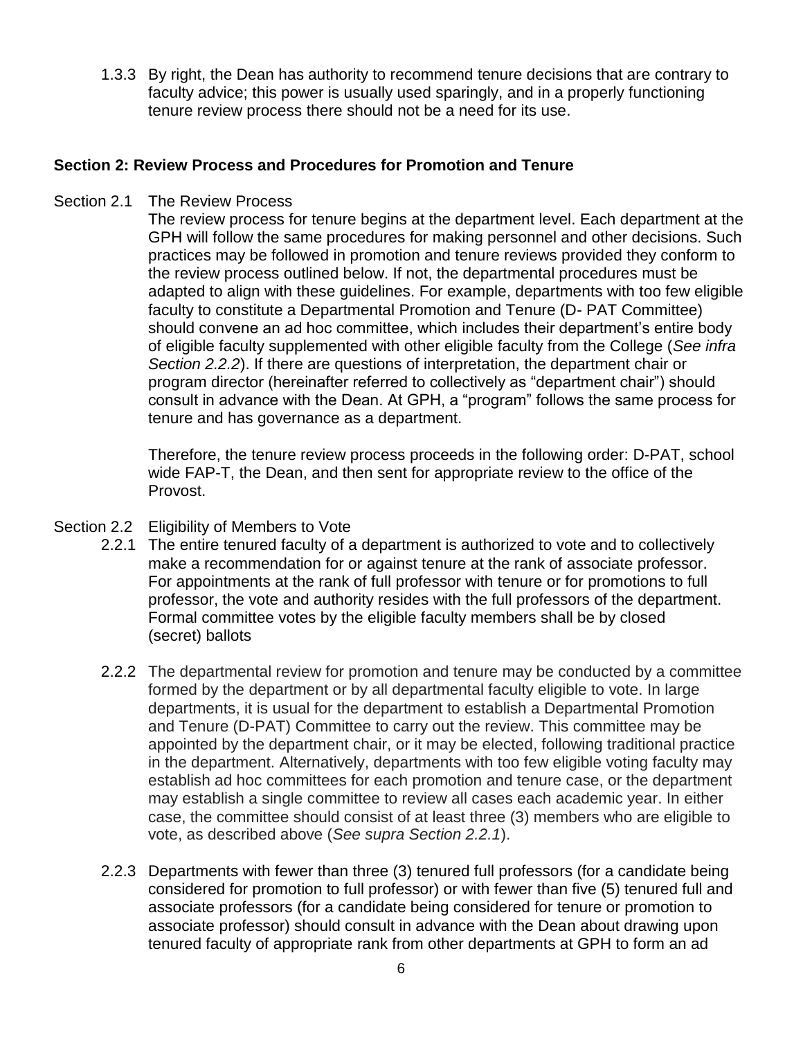1.3.3 By right, the Dean has authority to recommend tenure decisions that are contrary to faculty advice; this power is usually used sparingly, and in a properly functioning tenure review process there should not be a need for its use.

**Section 2: Review Process and Procedures for Promotion and Tenure**

Section 2.1 The Review Process

The review process for tenure begins at the department level. Each department at the GPH will follow the same procedures for making personnel and other decisions. Such practices may be followed in promotion and tenure reviews provided they conform to the review process outlined below. If not, the departmental procedures must be adapted to align with these guidelines. For example, departments with too few eligible faculty to constitute a Departmental Promotion and Tenure (D- PAT Committee) should convene an ad hoc committee, which includes their department's entire body of eligible faculty supplemented with other eligible faculty from the College (*See infra Section 2.2.2*). If there are questions of interpretation, the department chair or program director (hereinafter referred to collectively as "department chair") should consult in advance with the Dean. At GPH, a "program" follows the same process for tenure and has governance as a department.

Therefore, the tenure review process proceeds in the following order: D-PAT, school wide FAP-T, the Dean, and then sent for appropriate review to the office of the Provost.

Section 2.2 Eligibility of Members to Vote

2.2.1 The entire tenured faculty of a department is authorized to vote and to collectively make a recommendation for or against tenure at the rank of associate professor. For appointments at the rank of full professor with tenure or for promotions to full professor, the vote and authority resides with the full professors of the department. Formal committee votes by the eligible faculty members shall be by closed (secret) ballots

2.2.2 The departmental review for promotion and tenure may be conducted by a committee formed by the department or by all departmental faculty eligible to vote. In large departments, it is usual for the department to establish a Departmental Promotion and Tenure (D-PAT) Committee to carry out the review. This committee may be appointed by the department chair, or it may be elected, following traditional practice in the department. Alternatively, departments with too few eligible voting faculty may establish ad hoc committees for each promotion and tenure case, or the department may establish a single committee to review all cases each academic year. In either case, the committee should consist of at least three (3) members who are eligible to vote, as described above (*See supra Section 2.2.1*).

2.2.3 Departments with fewer than three (3) tenured full professors (for a candidate being considered for promotion to full professor) or with fewer than five (5) tenured full and associate professors (for a candidate being considered for tenure or promotion to associate professor) should consult in advance with the Dean about drawing upon tenured faculty of appropriate rank from other departments at GPH to form an ad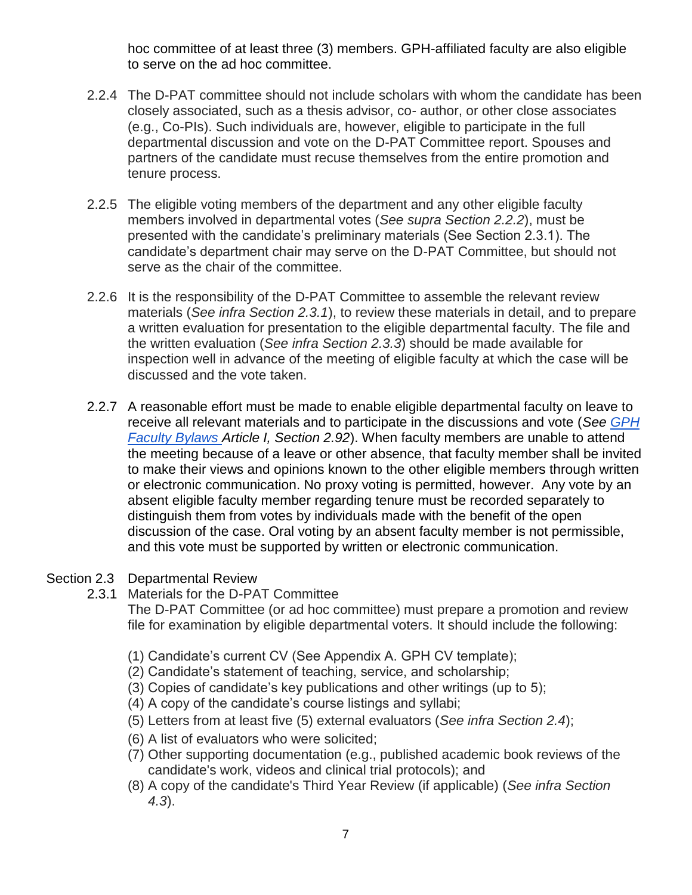hoc committee of at least three (3) members. GPH-affiliated faculty are also eligible to serve on the ad hoc committee.

2.2.4 The D-PAT committee should not include scholars with whom the candidate has been closely associated, such as a thesis advisor, co- author, or other close associates (e.g., Co-PIs). Such individuals are, however, eligible to participate in the full departmental discussion and vote on the D-PAT Committee report. Spouses and partners of the candidate must recuse themselves from the entire promotion and tenure process.

2.2.5 The eligible voting members of the department and any other eligible faculty members involved in departmental votes (*See supra Section 2.2.2*), must be presented with the candidate's preliminary materials (See Section 2.3.1). The candidate's department chair may serve on the D-PAT Committee, but should not serve as the chair of the committee.

2.2.6 It is the responsibility of the D-PAT Committee to assemble the relevant review materials (*See infra Section 2.3.1*), to review these materials in detail, and to prepare a written evaluation for presentation to the eligible departmental faculty. The file and the written evaluation (*See infra Section 2.3.3*) should be made available for inspection well in advance of the meeting of eligible faculty at which the case will be discussed and the vote taken.

2.2.7 A reasonable effort must be made to enable eligible departmental faculty on leave to receive all relevant materials and to participate in the discussions and vote (*See GPH Faculty Bylaws Article I, Section 2.92*). When faculty members are unable to attend the meeting because of a leave or other absence, that faculty member shall be invited to make their views and opinions known to the other eligible members through written or electronic communication. No proxy voting is permitted, however. Any vote by an absent eligible faculty member regarding tenure must be recorded separately to distinguish them from votes by individuals made with the benefit of the open discussion of the case. Oral voting by an absent faculty member is not permissible, and this vote must be supported by written or electronic communication.

Section 2.3 Departmental Review

2.3.1 Materials for the D-PAT Committee

The D-PAT Committee (or ad hoc committee) must prepare a promotion and review file for examination by eligible departmental voters. It should include the following:

(1) Candidate's current CV (See Appendix A. GPH CV template);
(2) Candidate's statement of teaching, service, and scholarship;
(3) Copies of candidate's key publications and other writings (up to 5);
(4) A copy of the candidate's course listings and syllabi;
(5) Letters from at least five (5) external evaluators (*See infra Section 2.4*);
(6) A list of evaluators who were solicited;
(7) Other supporting documentation (e.g., published academic book reviews of the candidate's work, videos and clinical trial protocols); and
(8) A copy of the candidate's Third Year Review (if applicable) (*See infra Section 4.3*).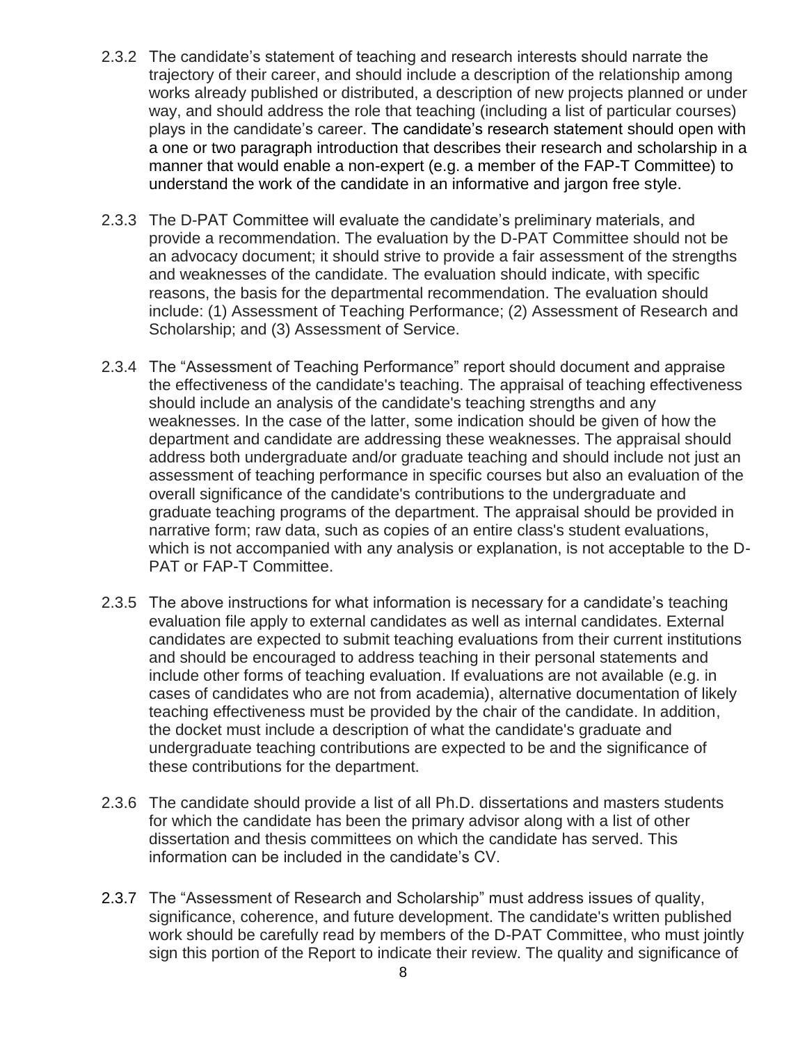2.3.2 The candidate's statement of teaching and research interests should narrate the trajectory of their career, and should include a description of the relationship among works already published or distributed, a description of new projects planned or under way, and should address the role that teaching (including a list of particular courses) plays in the candidate's career. The candidate's research statement should open with a one or two paragraph introduction that describes their research and scholarship in a manner that would enable a non-expert (e.g. a member of the FAP-T Committee) to understand the work of the candidate in an informative and jargon free style.

2.3.3 The D-PAT Committee will evaluate the candidate's preliminary materials, and provide a recommendation. The evaluation by the D-PAT Committee should not be an advocacy document; it should strive to provide a fair assessment of the strengths and weaknesses of the candidate. The evaluation should indicate, with specific reasons, the basis for the departmental recommendation. The evaluation should include: (1) Assessment of Teaching Performance; (2) Assessment of Research and Scholarship; and (3) Assessment of Service.

2.3.4 The "Assessment of Teaching Performance" report should document and appraise the effectiveness of the candidate's teaching. The appraisal of teaching effectiveness should include an analysis of the candidate's teaching strengths and any weaknesses. In the case of the latter, some indication should be given of how the department and candidate are addressing these weaknesses. The appraisal should address both undergraduate and/or graduate teaching and should include not just an assessment of teaching performance in specific courses but also an evaluation of the overall significance of the candidate's contributions to the undergraduate and graduate teaching programs of the department. The appraisal should be provided in narrative form; raw data, such as copies of an entire class's student evaluations, which is not accompanied with any analysis or explanation, is not acceptable to the D-PAT or FAP-T Committee.

2.3.5 The above instructions for what information is necessary for a candidate's teaching evaluation file apply to external candidates as well as internal candidates. External candidates are expected to submit teaching evaluations from their current institutions and should be encouraged to address teaching in their personal statements and include other forms of teaching evaluation. If evaluations are not available (e.g. in cases of candidates who are not from academia), alternative documentation of likely teaching effectiveness must be provided by the chair of the candidate. In addition, the docket must include a description of what the candidate's graduate and undergraduate teaching contributions are expected to be and the significance of these contributions for the department.

2.3.6 The candidate should provide a list of all Ph.D. dissertations and masters students for which the candidate has been the primary advisor along with a list of other dissertation and thesis committees on which the candidate has served. This information can be included in the candidate's CV.

2.3.7 The "Assessment of Research and Scholarship" must address issues of quality, significance, coherence, and future development. The candidate's written published work should be carefully read by members of the D-PAT Committee, who must jointly sign this portion of the Report to indicate their review. The quality and significance of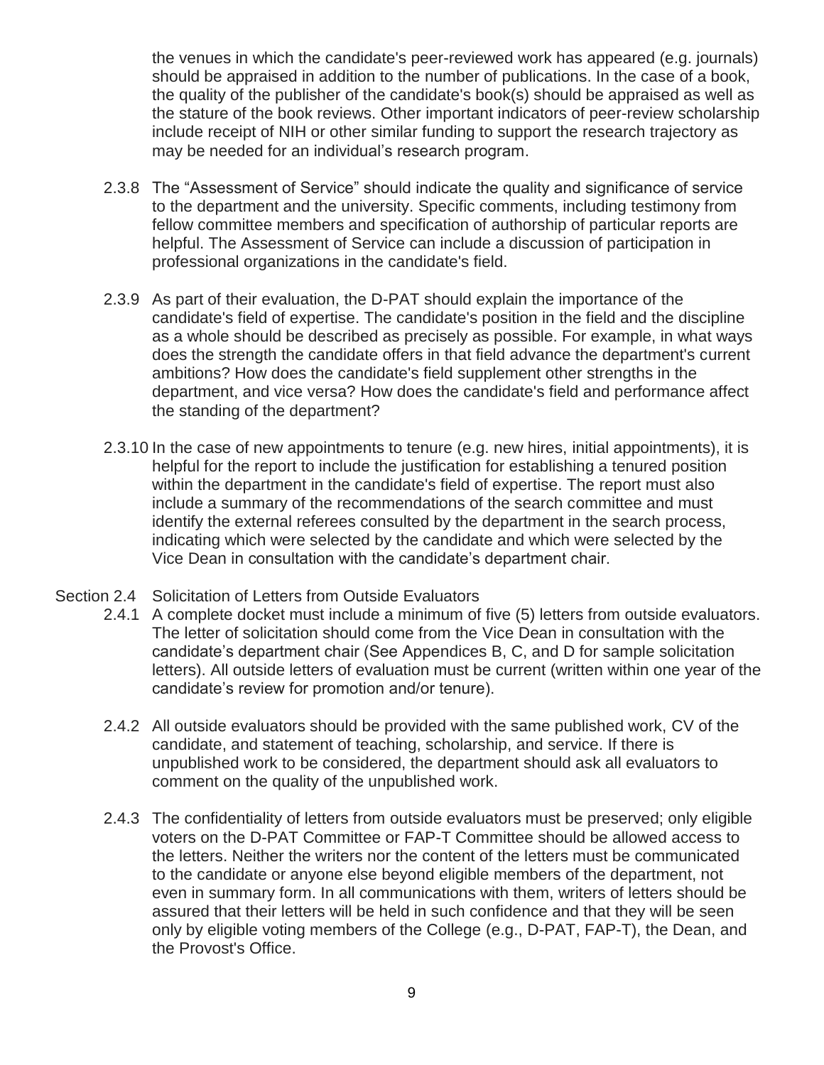the venues in which the candidate's peer-reviewed work has appeared (e.g. journals) should be appraised in addition to the number of publications. In the case of a book, the quality of the publisher of the candidate's book(s) should be appraised as well as the stature of the book reviews. Other important indicators of peer-review scholarship include receipt of NIH or other similar funding to support the research trajectory as may be needed for an individual's research program.

2.3.8 The "Assessment of Service" should indicate the quality and significance of service to the department and the university. Specific comments, including testimony from fellow committee members and specification of authorship of particular reports are helpful. The Assessment of Service can include a discussion of participation in professional organizations in the candidate's field.

2.3.9 As part of their evaluation, the D-PAT should explain the importance of the candidate's field of expertise. The candidate's position in the field and the discipline as a whole should be described as precisely as possible. For example, in what ways does the strength the candidate offers in that field advance the department's current ambitions? How does the candidate's field supplement other strengths in the department, and vice versa? How does the candidate's field and performance affect the standing of the department?

2.3.10 In the case of new appointments to tenure (e.g. new hires, initial appointments), it is helpful for the report to include the justification for establishing a tenured position within the department in the candidate's field of expertise. The report must also include a summary of the recommendations of the search committee and must identify the external referees consulted by the department in the search process, indicating which were selected by the candidate and which were selected by the Vice Dean in consultation with the candidate's department chair.

Section 2.4 Solicitation of Letters from Outside Evaluators

2.4.1 A complete docket must include a minimum of five (5) letters from outside evaluators. The letter of solicitation should come from the Vice Dean in consultation with the candidate's department chair (See Appendices B, C, and D for sample solicitation letters). All outside letters of evaluation must be current (written within one year of the candidate's review for promotion and/or tenure).

2.4.2 All outside evaluators should be provided with the same published work, CV of the candidate, and statement of teaching, scholarship, and service. If there is unpublished work to be considered, the department should ask all evaluators to comment on the quality of the unpublished work.

2.4.3 The confidentiality of letters from outside evaluators must be preserved; only eligible voters on the D-PAT Committee or FAP-T Committee should be allowed access to the letters. Neither the writers nor the content of the letters must be communicated to the candidate or anyone else beyond eligible members of the department, not even in summary form. In all communications with them, writers of letters should be assured that their letters will be held in such confidence and that they will be seen only by eligible voting members of the College (e.g., D-PAT, FAP-T), the Dean, and the Provost's Office.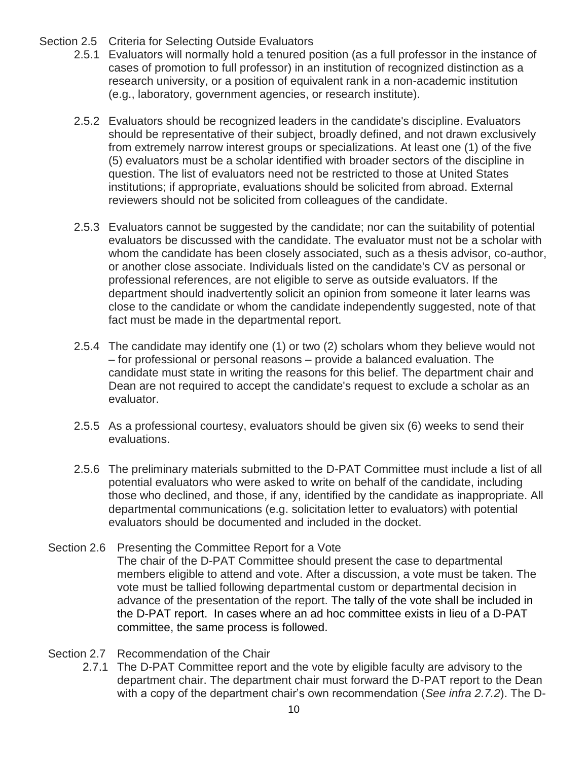## Section 2.5 Criteria for Selecting Outside Evaluators

2.5.1 Evaluators will normally hold a tenured position (as a full professor in the instance of cases of promotion to full professor) in an institution of recognized distinction as a research university, or a position of equivalent rank in a non-academic institution (e.g., laboratory, government agencies, or research institute).

2.5.2 Evaluators should be recognized leaders in the candidate's discipline. Evaluators should be representative of their subject, broadly defined, and not drawn exclusively from extremely narrow interest groups or specializations. At least one (1) of the five (5) evaluators must be a scholar identified with broader sectors of the discipline in question. The list of evaluators need not be restricted to those at United States institutions; if appropriate, evaluations should be solicited from abroad. External reviewers should not be solicited from colleagues of the candidate.

2.5.3 Evaluators cannot be suggested by the candidate; nor can the suitability of potential evaluators be discussed with the candidate. The evaluator must not be a scholar with whom the candidate has been closely associated, such as a thesis advisor, co-author, or another close associate. Individuals listed on the candidate's CV as personal or professional references, are not eligible to serve as outside evaluators. If the department should inadvertently solicit an opinion from someone it later learns was close to the candidate or whom the candidate independently suggested, note of that fact must be made in the departmental report.

2.5.4 The candidate may identify one (1) or two (2) scholars whom they believe would not – for professional or personal reasons – provide a balanced evaluation. The candidate must state in writing the reasons for this belief. The department chair and Dean are not required to accept the candidate's request to exclude a scholar as an evaluator.

2.5.5 As a professional courtesy, evaluators should be given six (6) weeks to send their evaluations.

2.5.6 The preliminary materials submitted to the D-PAT Committee must include a list of all potential evaluators who were asked to write on behalf of the candidate, including those who declined, and those, if any, identified by the candidate as inappropriate. All departmental communications (e.g. solicitation letter to evaluators) with potential evaluators should be documented and included in the docket.

## Section 2.6 Presenting the Committee Report for a Vote

The chair of the D-PAT Committee should present the case to departmental members eligible to attend and vote. After a discussion, a vote must be taken. The vote must be tallied following departmental custom or departmental decision in advance of the presentation of the report. The tally of the vote shall be included in the D-PAT report. In cases where an ad hoc committee exists in lieu of a D-PAT committee, the same process is followed.

## Section 2.7 Recommendation of the Chair

2.7.1 The D-PAT Committee report and the vote by eligible faculty are advisory to the department chair. The department chair must forward the D-PAT report to the Dean with a copy of the department chair's own recommendation (*See infra 2.7.2*). The D-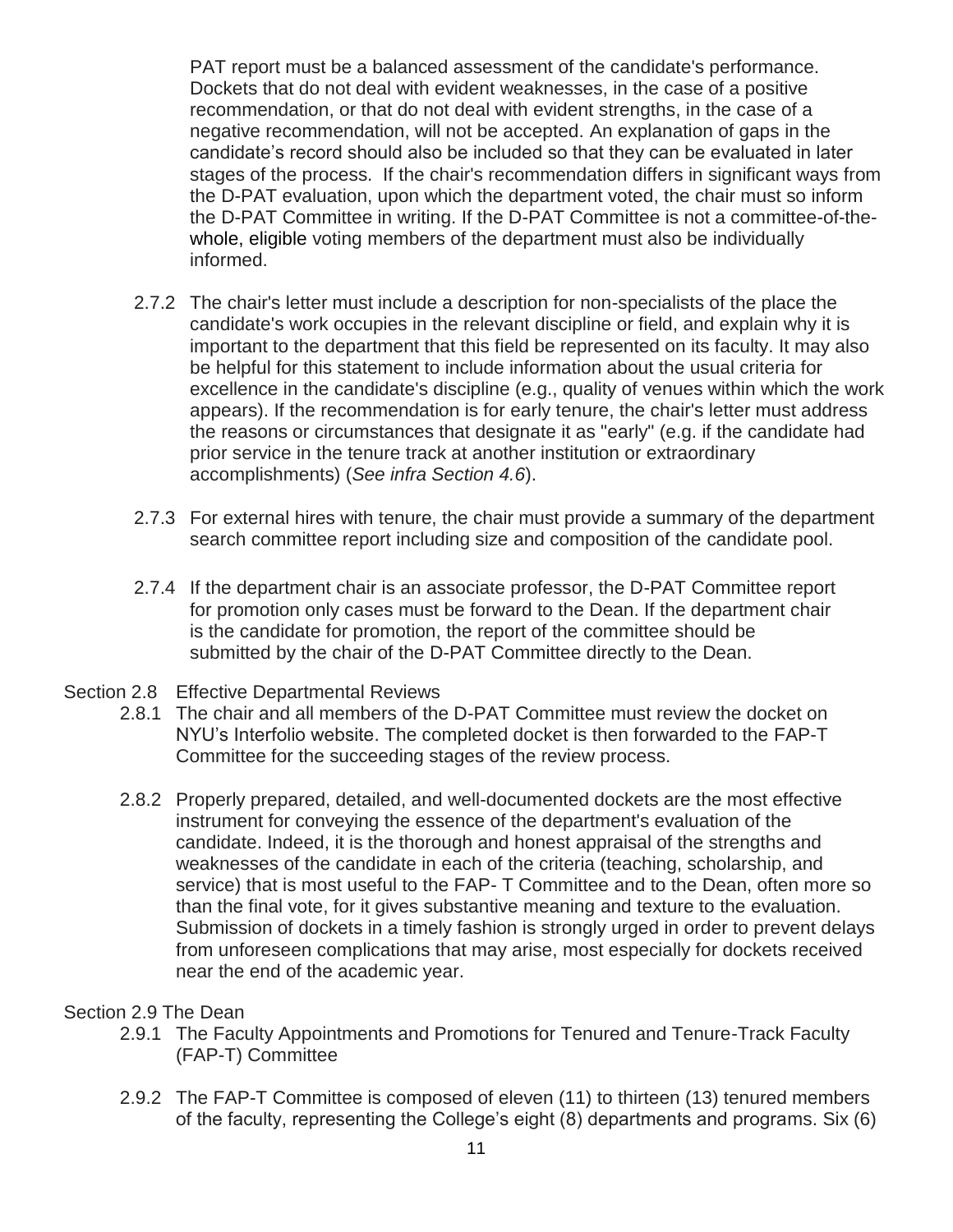PAT report must be a balanced assessment of the candidate's performance. Dockets that do not deal with evident weaknesses, in the case of a positive recommendation, or that do not deal with evident strengths, in the case of a negative recommendation, will not be accepted. An explanation of gaps in the candidate's record should also be included so that they can be evaluated in later stages of the process. If the chair's recommendation differs in significant ways from the D-PAT evaluation, upon which the department voted, the chair must so inform the D-PAT Committee in writing. If the D-PAT Committee is not a committee-of-the-whole, eligible voting members of the department must also be individually informed.

2.7.2 The chair's letter must include a description for non-specialists of the place the candidate's work occupies in the relevant discipline or field, and explain why it is important to the department that this field be represented on its faculty. It may also be helpful for this statement to include information about the usual criteria for excellence in the candidate's discipline (e.g., quality of venues within which the work appears). If the recommendation is for early tenure, the chair's letter must address the reasons or circumstances that designate it as "early" (e.g. if the candidate had prior service in the tenure track at another institution or extraordinary accomplishments) (*See infra Section 4.6*).

2.7.3 For external hires with tenure, the chair must provide a summary of the department search committee report including size and composition of the candidate pool.

2.7.4 If the department chair is an associate professor, the D-PAT Committee report for promotion only cases must be forward to the Dean. If the department chair is the candidate for promotion, the report of the committee should be submitted by the chair of the D-PAT Committee directly to the Dean.

Section 2.8 Effective Departmental Reviews

2.8.1 The chair and all members of the D-PAT Committee must review the docket on NYU's Interfolio website. The completed docket is then forwarded to the FAP-T Committee for the succeeding stages of the review process.

2.8.2 Properly prepared, detailed, and well-documented dockets are the most effective instrument for conveying the essence of the department's evaluation of the candidate. Indeed, it is the thorough and honest appraisal of the strengths and weaknesses of the candidate in each of the criteria (teaching, scholarship, and service) that is most useful to the FAP- T Committee and to the Dean, often more so than the final vote, for it gives substantive meaning and texture to the evaluation. Submission of dockets in a timely fashion is strongly urged in order to prevent delays from unforeseen complications that may arise, most especially for dockets received near the end of the academic year.

Section 2.9 The Dean

2.9.1 The Faculty Appointments and Promotions for Tenured and Tenure-Track Faculty (FAP-T) Committee

2.9.2 The FAP-T Committee is composed of eleven (11) to thirteen (13) tenured members of the faculty, representing the College's eight (8) departments and programs. Six (6)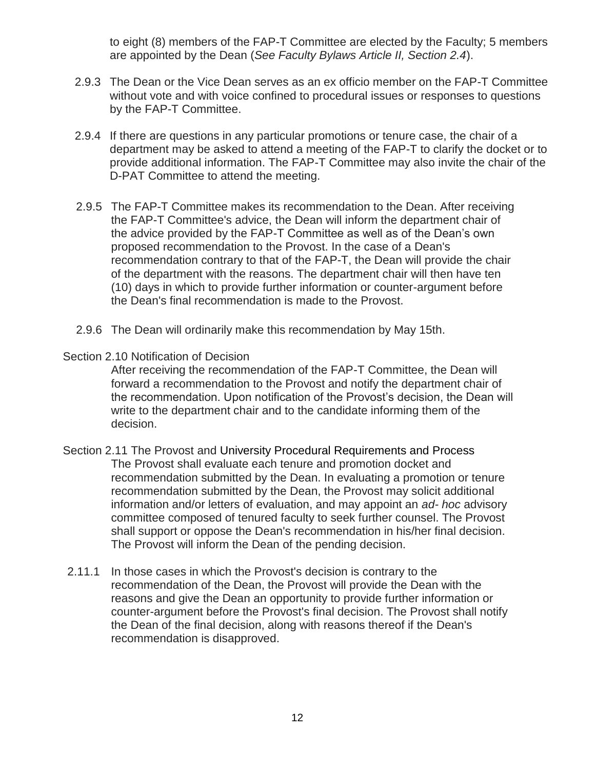to eight (8) members of the FAP-T Committee are elected by the Faculty; 5 members are appointed by the Dean (*See Faculty Bylaws Article II, Section 2.4*).

2.9.3 The Dean or the Vice Dean serves as an ex officio member on the FAP-T Committee without vote and with voice confined to procedural issues or responses to questions by the FAP-T Committee.

2.9.4 If there are questions in any particular promotions or tenure case, the chair of a department may be asked to attend a meeting of the FAP-T to clarify the docket or to provide additional information. The FAP-T Committee may also invite the chair of the D-PAT Committee to attend the meeting.

2.9.5 The FAP-T Committee makes its recommendation to the Dean. After receiving the FAP-T Committee's advice, the Dean will inform the department chair of the advice provided by the FAP-T Committee as well as of the Dean's own proposed recommendation to the Provost. In the case of a Dean's recommendation contrary to that of the FAP-T, the Dean will provide the chair of the department with the reasons. The department chair will then have ten (10) days in which to provide further information or counter-argument before the Dean's final recommendation is made to the Provost.

2.9.6 The Dean will ordinarily make this recommendation by May 15th.

Section 2.10 Notification of Decision

After receiving the recommendation of the FAP-T Committee, the Dean will forward a recommendation to the Provost and notify the department chair of the recommendation. Upon notification of the Provost's decision, the Dean will write to the department chair and to the candidate informing them of the decision.

Section 2.11 The Provost and University Procedural Requirements and Process

The Provost shall evaluate each tenure and promotion docket and recommendation submitted by the Dean. In evaluating a promotion or tenure recommendation submitted by the Dean, the Provost may solicit additional information and/or letters of evaluation, and may appoint an *ad- hoc* advisory committee composed of tenured faculty to seek further counsel. The Provost shall support or oppose the Dean's recommendation in his/her final decision. The Provost will inform the Dean of the pending decision.

2.11.1 In those cases in which the Provost's decision is contrary to the recommendation of the Dean, the Provost will provide the Dean with the reasons and give the Dean an opportunity to provide further information or counter-argument before the Provost's final decision. The Provost shall notify the Dean of the final decision, along with reasons thereof if the Dean's recommendation is disapproved.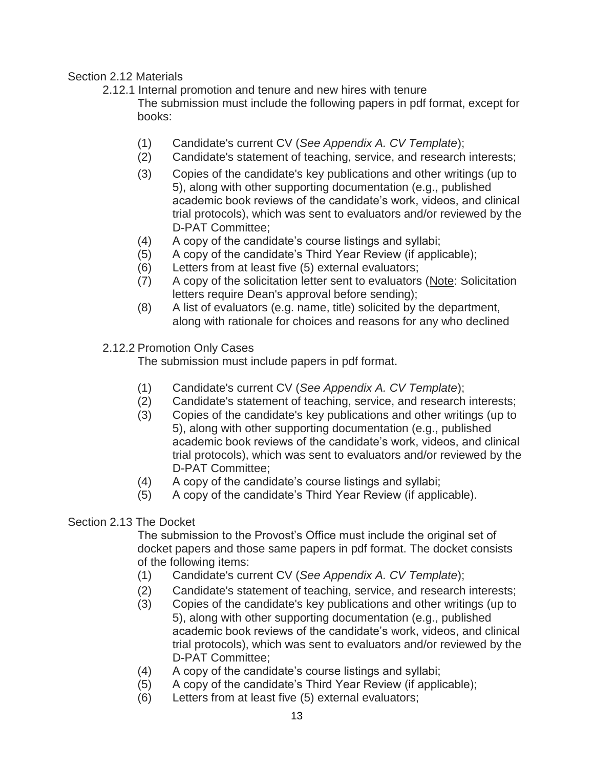## Section 2.12 Materials

### 2.12.1 Internal promotion and tenure and new hires with tenure

The submission must include the following papers in pdf format, except for books:

(1) Candidate's current CV (*See Appendix A. CV Template*);
(2) Candidate's statement of teaching, service, and research interests;
(3) Copies of the candidate's key publications and other writings (up to 5), along with other supporting documentation (e.g., published academic book reviews of the candidate's work, videos, and clinical trial protocols), which was sent to evaluators and/or reviewed by the D-PAT Committee;
(4) A copy of the candidate's course listings and syllabi;
(5) A copy of the candidate's Third Year Review (if applicable);
(6) Letters from at least five (5) external evaluators;
(7) A copy of the solicitation letter sent to evaluators (<u>Note</u>: Solicitation letters require Dean's approval before sending);
(8) A list of evaluators (e.g. name, title) solicited by the department, along with rationale for choices and reasons for any who declined

### 2.12.2 Promotion Only Cases

The submission must include papers in pdf format.

(1) Candidate's current CV (*See Appendix A. CV Template*);
(2) Candidate's statement of teaching, service, and research interests;
(3) Copies of the candidate's key publications and other writings (up to 5), along with other supporting documentation (e.g., published academic book reviews of the candidate's work, videos, and clinical trial protocols), which was sent to evaluators and/or reviewed by the D-PAT Committee;
(4) A copy of the candidate's course listings and syllabi;
(5) A copy of the candidate's Third Year Review (if applicable).

## Section 2.13 The Docket

The submission to the Provost's Office must include the original set of docket papers and those same papers in pdf format. The docket consists of the following items:

(1) Candidate's current CV (*See Appendix A. CV Template*);
(2) Candidate's statement of teaching, service, and research interests;
(3) Copies of the candidate's key publications and other writings (up to 5), along with other supporting documentation (e.g., published academic book reviews of the candidate's work, videos, and clinical trial protocols), which was sent to evaluators and/or reviewed by the D-PAT Committee;
(4) A copy of the candidate's course listings and syllabi;
(5) A copy of the candidate's Third Year Review (if applicable);
(6) Letters from at least five (5) external evaluators;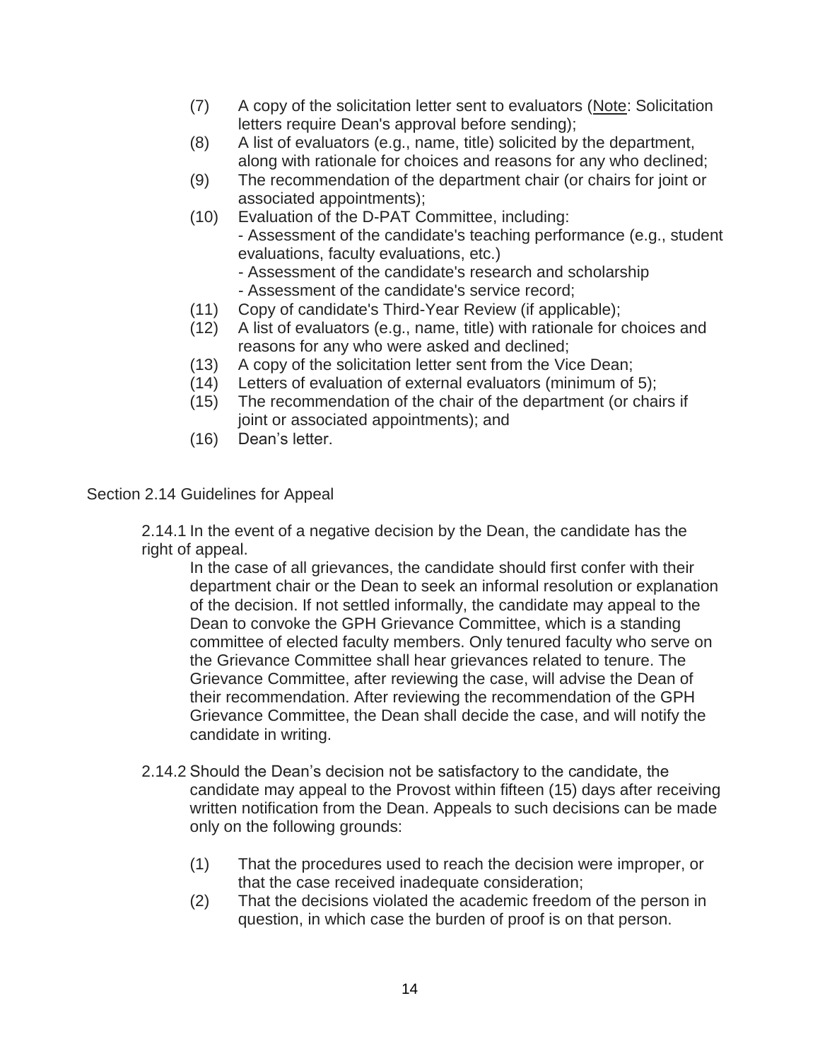(7) A copy of the solicitation letter sent to evaluators (Note: Solicitation letters require Dean's approval before sending);

(8) A list of evaluators (e.g., name, title) solicited by the department, along with rationale for choices and reasons for any who declined;

(9) The recommendation of the department chair (or chairs for joint or associated appointments);

(10) Evaluation of the D-PAT Committee, including:
- Assessment of the candidate's teaching performance (e.g., student evaluations, faculty evaluations, etc.)
- Assessment of the candidate's research and scholarship
- Assessment of the candidate's service record;

(11) Copy of candidate's Third-Year Review (if applicable);

(12) A list of evaluators (e.g., name, title) with rationale for choices and reasons for any who were asked and declined;

(13) A copy of the solicitation letter sent from the Vice Dean;

(14) Letters of evaluation of external evaluators (minimum of 5);

(15) The recommendation of the chair of the department (or chairs if joint or associated appointments); and

(16) Dean's letter.

## Section 2.14 Guidelines for Appeal

2.14.1 In the event of a negative decision by the Dean, the candidate has the right of appeal.

In the case of all grievances, the candidate should first confer with their department chair or the Dean to seek an informal resolution or explanation of the decision. If not settled informally, the candidate may appeal to the Dean to convoke the GPH Grievance Committee, which is a standing committee of elected faculty members. Only tenured faculty who serve on the Grievance Committee shall hear grievances related to tenure. The Grievance Committee, after reviewing the case, will advise the Dean of their recommendation. After reviewing the recommendation of the GPH Grievance Committee, the Dean shall decide the case, and will notify the candidate in writing.

2.14.2 Should the Dean's decision not be satisfactory to the candidate, the candidate may appeal to the Provost within fifteen (15) days after receiving written notification from the Dean. Appeals to such decisions can be made only on the following grounds:

(1) That the procedures used to reach the decision were improper, or that the case received inadequate consideration;

(2) That the decisions violated the academic freedom of the person in question, in which case the burden of proof is on that person.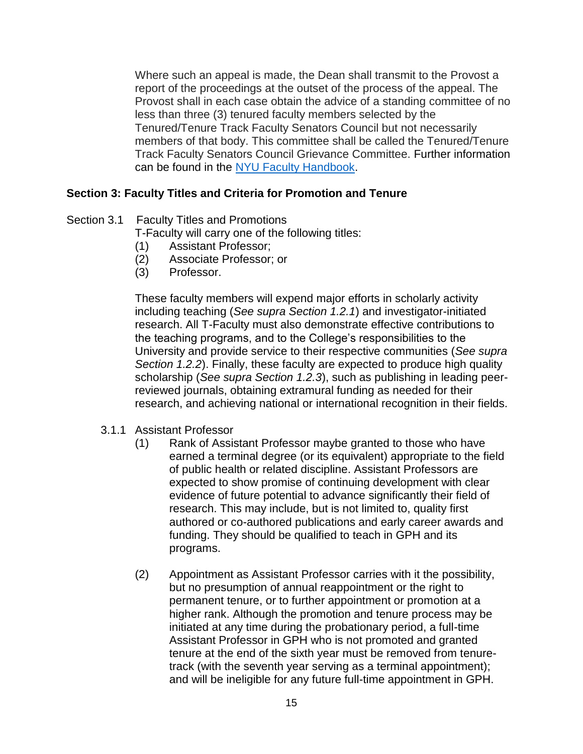Where such an appeal is made, the Dean shall transmit to the Provost a report of the proceedings at the outset of the process of the appeal. The Provost shall in each case obtain the advice of a standing committee of no less than three (3) tenured faculty members selected by the Tenured/Tenure Track Faculty Senators Council but not necessarily members of that body. This committee shall be called the Tenured/Tenure Track Faculty Senators Council Grievance Committee. Further information can be found in the [NYU Faculty Handbook](NYU Faculty Handbook).

## Section 3: Faculty Titles and Criteria for Promotion and Tenure

Section 3.1 Faculty Titles and Promotions

T-Faculty will carry one of the following titles:

(1) Assistant Professor;
(2) Associate Professor; or
(3) Professor.

These faculty members will expend major efforts in scholarly activity including teaching (*See supra Section 1.2.1*) and investigator-initiated research. All T-Faculty must also demonstrate effective contributions to the teaching programs, and to the College's responsibilities to the University and provide service to their respective communities (*See supra Section 1.2.2*). Finally, these faculty are expected to produce high quality scholarship (*See supra Section 1.2.3*), such as publishing in leading peer-reviewed journals, obtaining extramural funding as needed for their research, and achieving national or international recognition in their fields.

3.1.1 Assistant Professor

(1) Rank of Assistant Professor maybe granted to those who have earned a terminal degree (or its equivalent) appropriate to the field of public health or related discipline. Assistant Professors are expected to show promise of continuing development with clear evidence of future potential to advance significantly their field of research. This may include, but is not limited to, quality first authored or co-authored publications and early career awards and funding. They should be qualified to teach in GPH and its programs.

(2) Appointment as Assistant Professor carries with it the possibility, but no presumption of annual reappointment or the right to permanent tenure, or to further appointment or promotion at a higher rank. Although the promotion and tenure process may be initiated at any time during the probationary period, a full-time Assistant Professor in GPH who is not promoted and granted tenure at the end of the sixth year must be removed from tenure-track (with the seventh year serving as a terminal appointment); and will be ineligible for any future full-time appointment in GPH.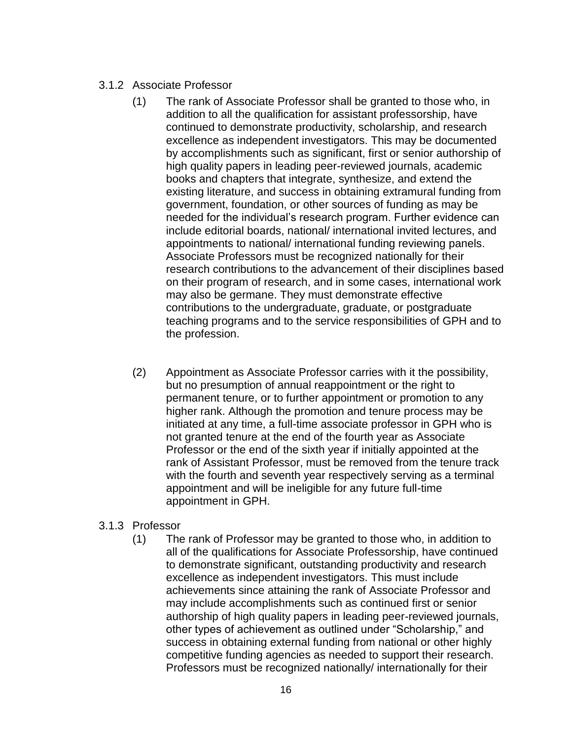### 3.1.2 Associate Professor

(1) The rank of Associate Professor shall be granted to those who, in addition to all the qualification for assistant professorship, have continued to demonstrate productivity, scholarship, and research excellence as independent investigators. This may be documented by accomplishments such as significant, first or senior authorship of high quality papers in leading peer-reviewed journals, academic books and chapters that integrate, synthesize, and extend the existing literature, and success in obtaining extramural funding from government, foundation, or other sources of funding as may be needed for the individual's research program. Further evidence can include editorial boards, national/ international invited lectures, and appointments to national/ international funding reviewing panels. Associate Professors must be recognized nationally for their research contributions to the advancement of their disciplines based on their program of research, and in some cases, international work may also be germane. They must demonstrate effective contributions to the undergraduate, graduate, or postgraduate teaching programs and to the service responsibilities of GPH and to the profession.

(2) Appointment as Associate Professor carries with it the possibility, but no presumption of annual reappointment or the right to permanent tenure, or to further appointment or promotion to any higher rank. Although the promotion and tenure process may be initiated at any time, a full-time associate professor in GPH who is not granted tenure at the end of the fourth year as Associate Professor or the end of the sixth year if initially appointed at the rank of Assistant Professor, must be removed from the tenure track with the fourth and seventh year respectively serving as a terminal appointment and will be ineligible for any future full-time appointment in GPH.

### 3.1.3 Professor

(1) The rank of Professor may be granted to those who, in addition to all of the qualifications for Associate Professorship, have continued to demonstrate significant, outstanding productivity and research excellence as independent investigators. This must include achievements since attaining the rank of Associate Professor and may include accomplishments such as continued first or senior authorship of high quality papers in leading peer-reviewed journals, other types of achievement as outlined under "Scholarship," and success in obtaining external funding from national or other highly competitive funding agencies as needed to support their research. Professors must be recognized nationally/ internationally for their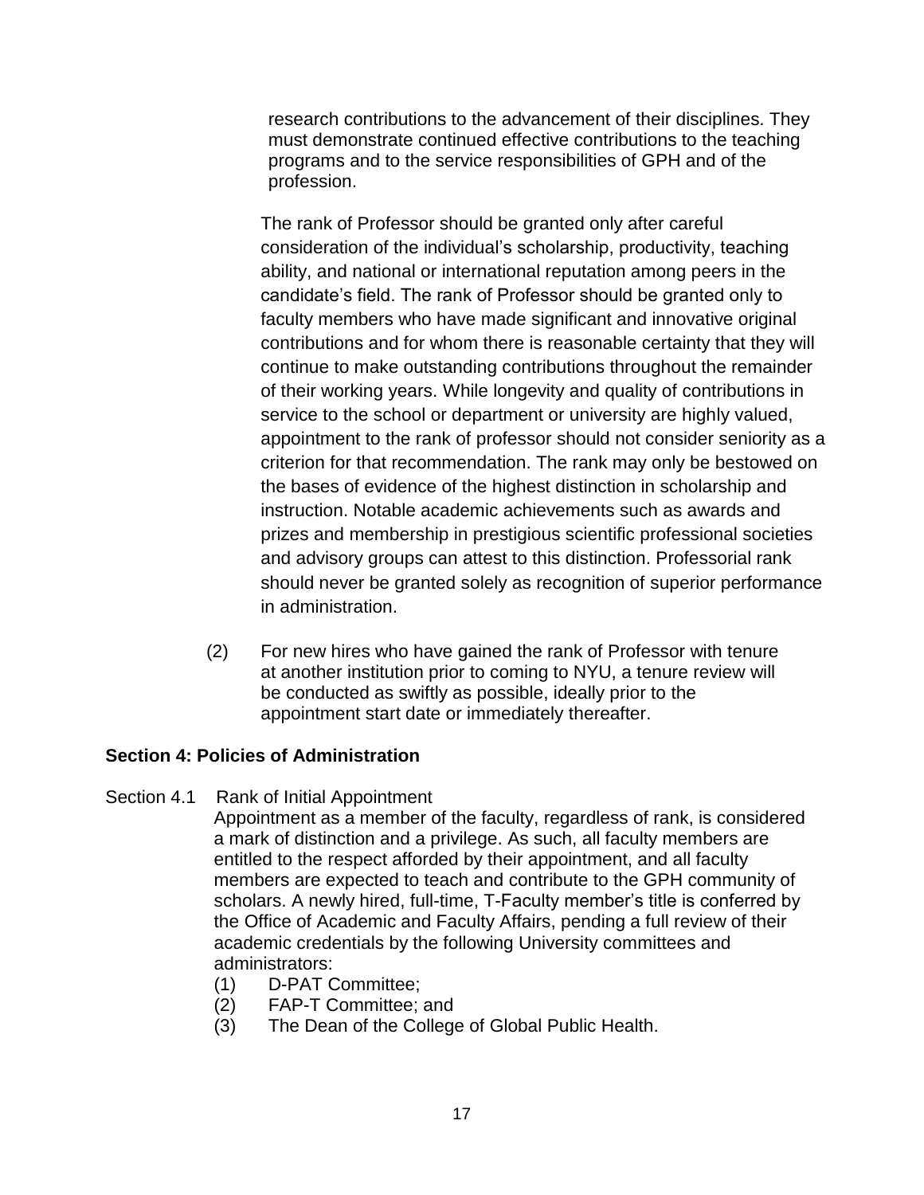research contributions to the advancement of their disciplines. They must demonstrate continued effective contributions to the teaching programs and to the service responsibilities of GPH and of the profession.

The rank of Professor should be granted only after careful consideration of the individual's scholarship, productivity, teaching ability, and national or international reputation among peers in the candidate's field. The rank of Professor should be granted only to faculty members who have made significant and innovative original contributions and for whom there is reasonable certainty that they will continue to make outstanding contributions throughout the remainder of their working years. While longevity and quality of contributions in service to the school or department or university are highly valued, appointment to the rank of professor should not consider seniority as a criterion for that recommendation. The rank may only be bestowed on the bases of evidence of the highest distinction in scholarship and instruction. Notable academic achievements such as awards and prizes and membership in prestigious scientific professional societies and advisory groups can attest to this distinction. Professorial rank should never be granted solely as recognition of superior performance in administration.

(2) For new hires who have gained the rank of Professor with tenure at another institution prior to coming to NYU, a tenure review will be conducted as swiftly as possible, ideally prior to the appointment start date or immediately thereafter.

## Section 4: Policies of Administration

Section 4.1 Rank of Initial Appointment

Appointment as a member of the faculty, regardless of rank, is considered a mark of distinction and a privilege. As such, all faculty members are entitled to the respect afforded by their appointment, and all faculty members are expected to teach and contribute to the GPH community of scholars. A newly hired, full-time, T-Faculty member's title is conferred by the Office of Academic and Faculty Affairs, pending a full review of their academic credentials by the following University committees and administrators:

(1) D-PAT Committee;
(2) FAP-T Committee; and
(3) The Dean of the College of Global Public Health.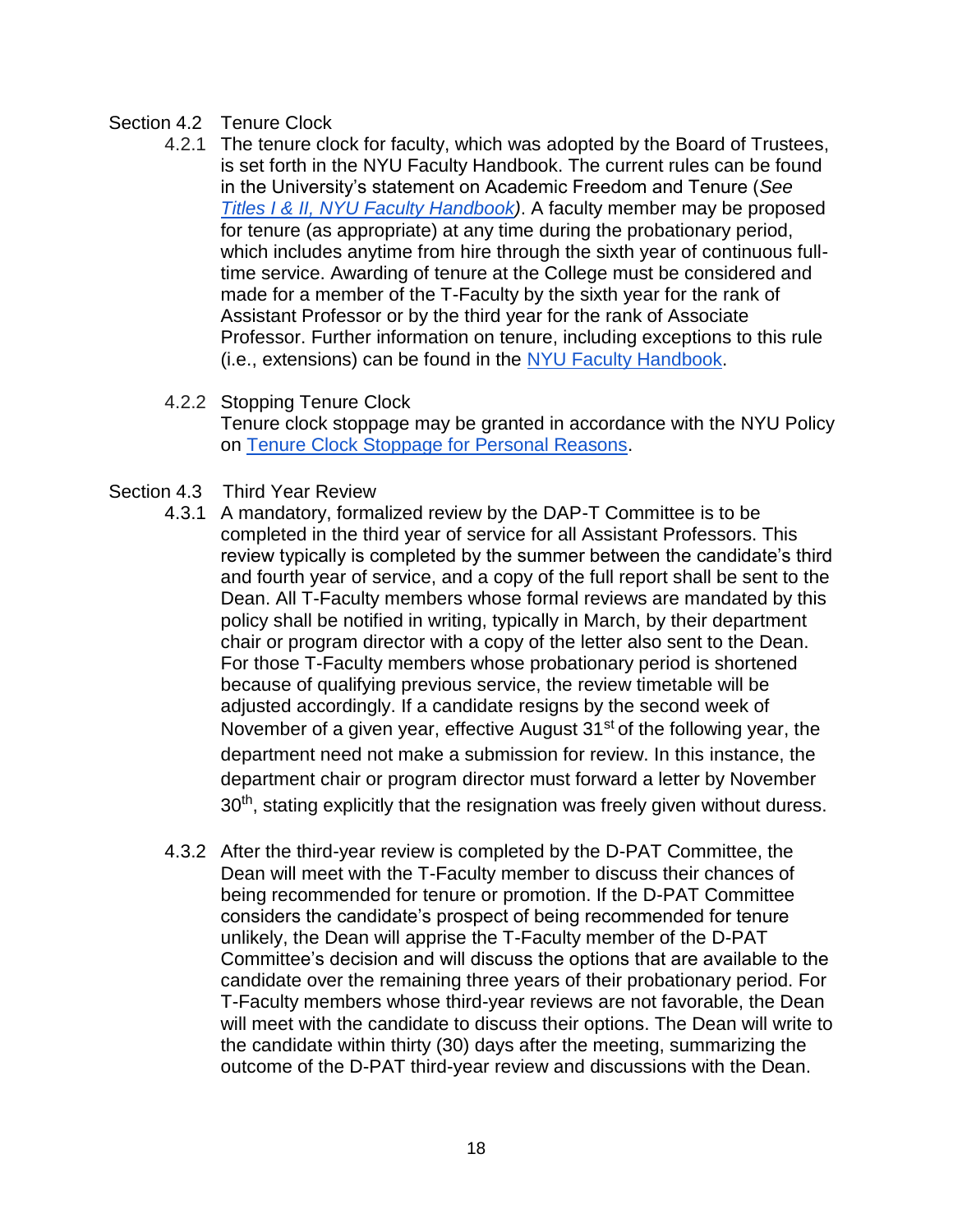## Section 4.2 Tenure Clock

4.2.1 The tenure clock for faculty, which was adopted by the Board of Trustees, is set forth in the NYU Faculty Handbook. The current rules can be found in the University's statement on Academic Freedom and Tenure (*See Titles I & II, NYU Faculty Handbook*). A faculty member may be proposed for tenure (as appropriate) at any time during the probationary period, which includes anytime from hire through the sixth year of continuous full-time service. Awarding of tenure at the College must be considered and made for a member of the T-Faculty by the sixth year for the rank of Assistant Professor or by the third year for the rank of Associate Professor. Further information on tenure, including exceptions to this rule (i.e., extensions) can be found in the NYU Faculty Handbook.

4.2.2 Stopping Tenure Clock
Tenure clock stoppage may be granted in accordance with the NYU Policy on Tenure Clock Stoppage for Personal Reasons.

## Section 4.3 Third Year Review

4.3.1 A mandatory, formalized review by the DAP-T Committee is to be completed in the third year of service for all Assistant Professors. This review typically is completed by the summer between the candidate's third and fourth year of service, and a copy of the full report shall be sent to the Dean. All T-Faculty members whose formal reviews are mandated by this policy shall be notified in writing, typically in March, by their department chair or program director with a copy of the letter also sent to the Dean. For those T-Faculty members whose probationary period is shortened because of qualifying previous service, the review timetable will be adjusted accordingly. If a candidate resigns by the second week of November of a given year, effective August 31st of the following year, the department need not make a submission for review. In this instance, the department chair or program director must forward a letter by November 30th, stating explicitly that the resignation was freely given without duress.

4.3.2 After the third-year review is completed by the D-PAT Committee, the Dean will meet with the T-Faculty member to discuss their chances of being recommended for tenure or promotion. If the D-PAT Committee considers the candidate's prospect of being recommended for tenure unlikely, the Dean will apprise the T-Faculty member of the D-PAT Committee's decision and will discuss the options that are available to the candidate over the remaining three years of their probationary period. For T-Faculty members whose third-year reviews are not favorable, the Dean will meet with the candidate to discuss their options. The Dean will write to the candidate within thirty (30) days after the meeting, summarizing the outcome of the D-PAT third-year review and discussions with the Dean.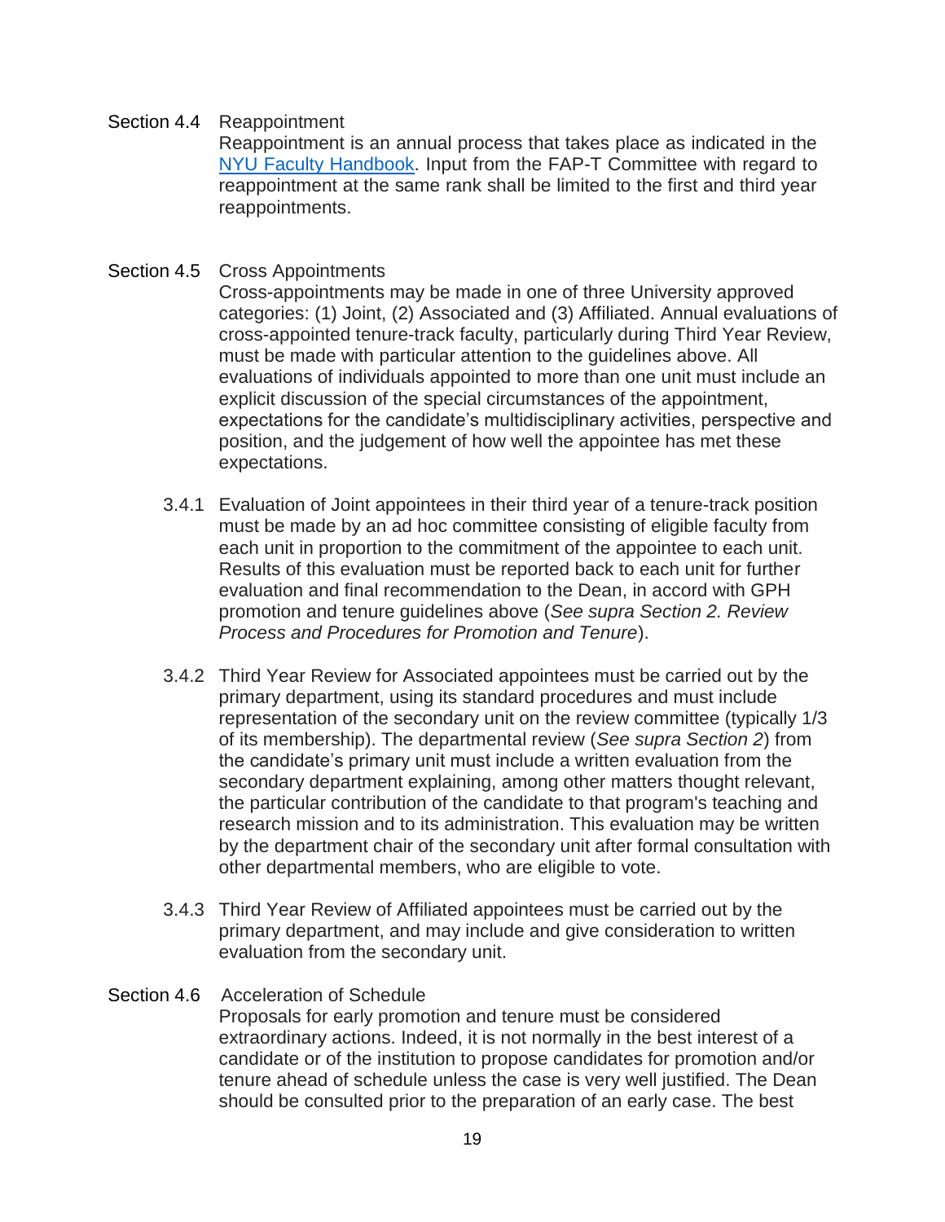Section 4.4 Reappointment

Reappointment is an annual process that takes place as indicated in the [NYU Faculty Handbook](). Input from the FAP-T Committee with regard to reappointment at the same rank shall be limited to the first and third year reappointments.

Section 4.5 Cross Appointments

Cross-appointments may be made in one of three University approved categories: (1) Joint, (2) Associated and (3) Affiliated. Annual evaluations of cross-appointed tenure-track faculty, particularly during Third Year Review, must be made with particular attention to the guidelines above. All evaluations of individuals appointed to more than one unit must include an explicit discussion of the special circumstances of the appointment, expectations for the candidate's multidisciplinary activities, perspective and position, and the judgement of how well the appointee has met these expectations.

3.4.1 Evaluation of Joint appointees in their third year of a tenure-track position must be made by an ad hoc committee consisting of eligible faculty from each unit in proportion to the commitment of the appointee to each unit. Results of this evaluation must be reported back to each unit for further evaluation and final recommendation to the Dean, in accord with GPH promotion and tenure guidelines above (*See supra Section 2. Review Process and Procedures for Promotion and Tenure*).

3.4.2 Third Year Review for Associated appointees must be carried out by the primary department, using its standard procedures and must include representation of the secondary unit on the review committee (typically 1/3 of its membership). The departmental review (*See supra Section 2*) from the candidate's primary unit must include a written evaluation from the secondary department explaining, among other matters thought relevant, the particular contribution of the candidate to that program's teaching and research mission and to its administration. This evaluation may be written by the department chair of the secondary unit after formal consultation with other departmental members, who are eligible to vote.

3.4.3 Third Year Review of Affiliated appointees must be carried out by the primary department, and may include and give consideration to written evaluation from the secondary unit.

Section 4.6 Acceleration of Schedule

Proposals for early promotion and tenure must be considered extraordinary actions. Indeed, it is not normally in the best interest of a candidate or of the institution to propose candidates for promotion and/or tenure ahead of schedule unless the case is very well justified. The Dean should be consulted prior to the preparation of an early case. The best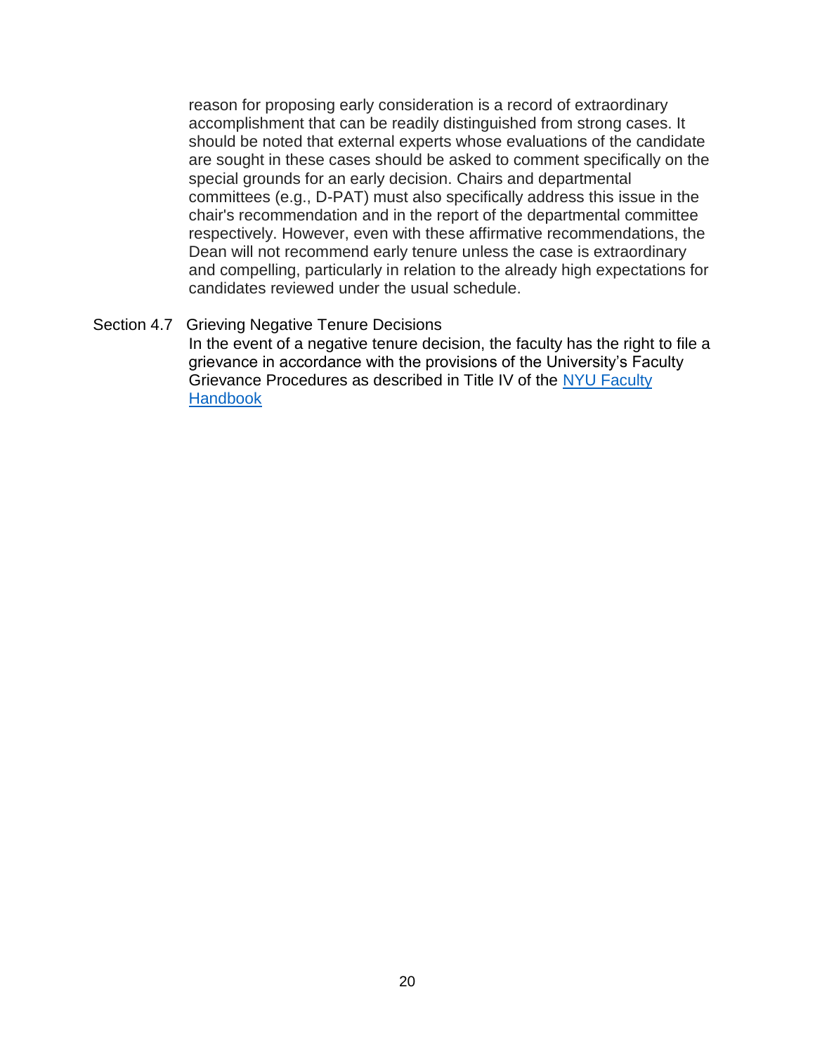reason for proposing early consideration is a record of extraordinary accomplishment that can be readily distinguished from strong cases. It should be noted that external experts whose evaluations of the candidate are sought in these cases should be asked to comment specifically on the special grounds for an early decision. Chairs and departmental committees (e.g., D-PAT) must also specifically address this issue in the chair's recommendation and in the report of the departmental committee respectively. However, even with these affirmative recommendations, the Dean will not recommend early tenure unless the case is extraordinary and compelling, particularly in relation to the already high expectations for candidates reviewed under the usual schedule.

### Section 4.7 Grieving Negative Tenure Decisions

In the event of a negative tenure decision, the faculty has the right to file a grievance in accordance with the provisions of the University's Faculty Grievance Procedures as described in Title IV of the NYU Faculty Handbook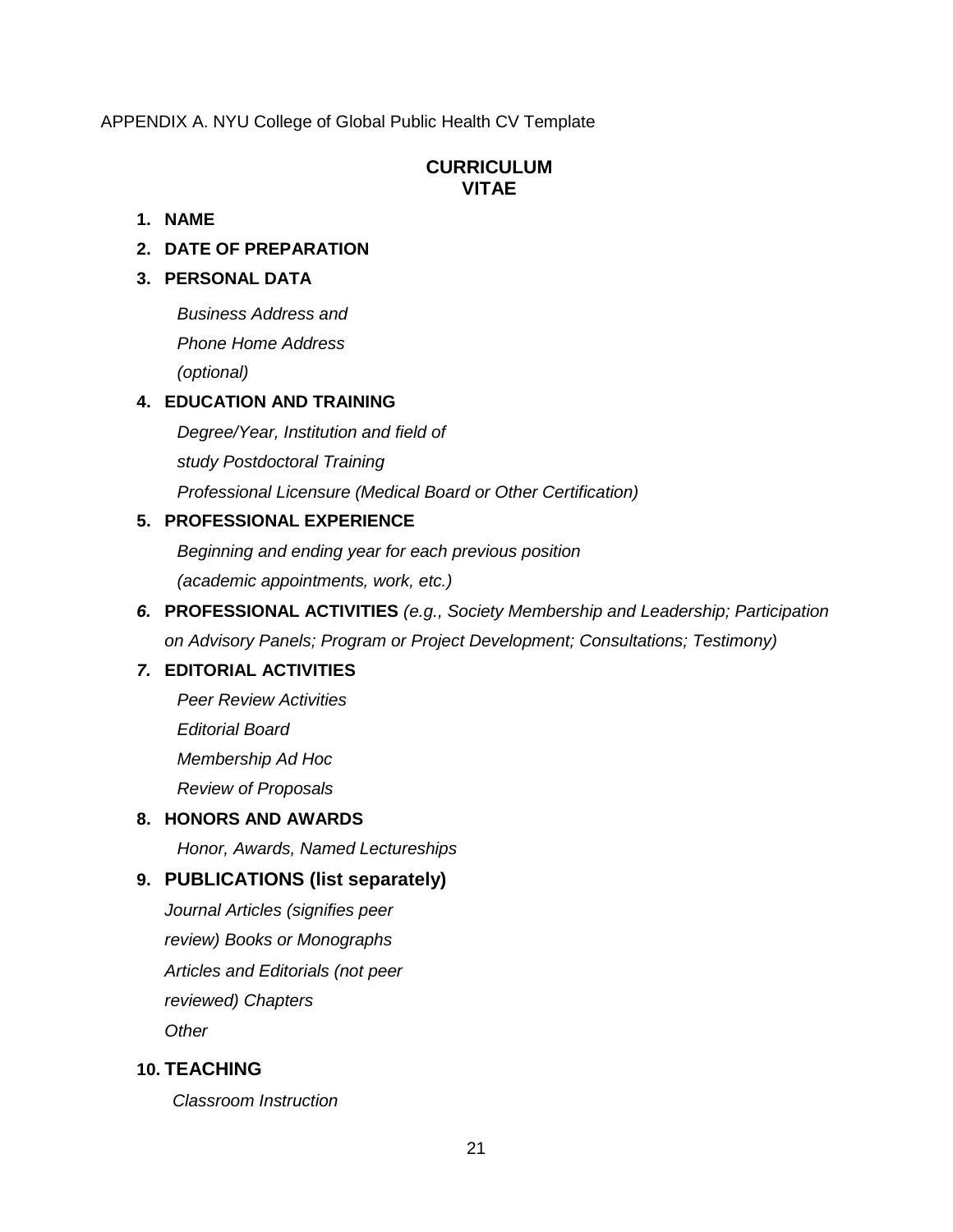APPENDIX A. NYU College of Global Public Health CV Template

# CURRICULUM VITAE

1. **NAME**
2. **DATE OF PREPARATION**
3. **PERSONAL DATA**

   *Business Address and*

   *Phone Home Address*

   *(optional)*

4. **EDUCATION AND TRAINING**

   *Degree/Year, Institution and field of*

   *study Postdoctoral Training*

   *Professional Licensure (Medical Board or Other Certification)*

5. **PROFESSIONAL EXPERIENCE**

   *Beginning and ending year for each previous position*

   *(academic appointments, work, etc.)*

6. **PROFESSIONAL ACTIVITIES** *(e.g., Society Membership and Leadership; Participation on Advisory Panels; Program or Project Development; Consultations; Testimony)*
7. **EDITORIAL ACTIVITIES**

   *Peer Review Activities*

   *Editorial Board*

   *Membership Ad Hoc*

   *Review of Proposals*

8. **HONORS AND AWARDS**

   *Honor, Awards, Named Lectureships*

9. **PUBLICATIONS (list separately)**

   *Journal Articles (signifies peer*

   *review) Books or Monographs*

   *Articles and Editorials (not peer*

   *reviewed) Chapters*

   *Other*

10. **TEACHING**

    *Classroom Instruction*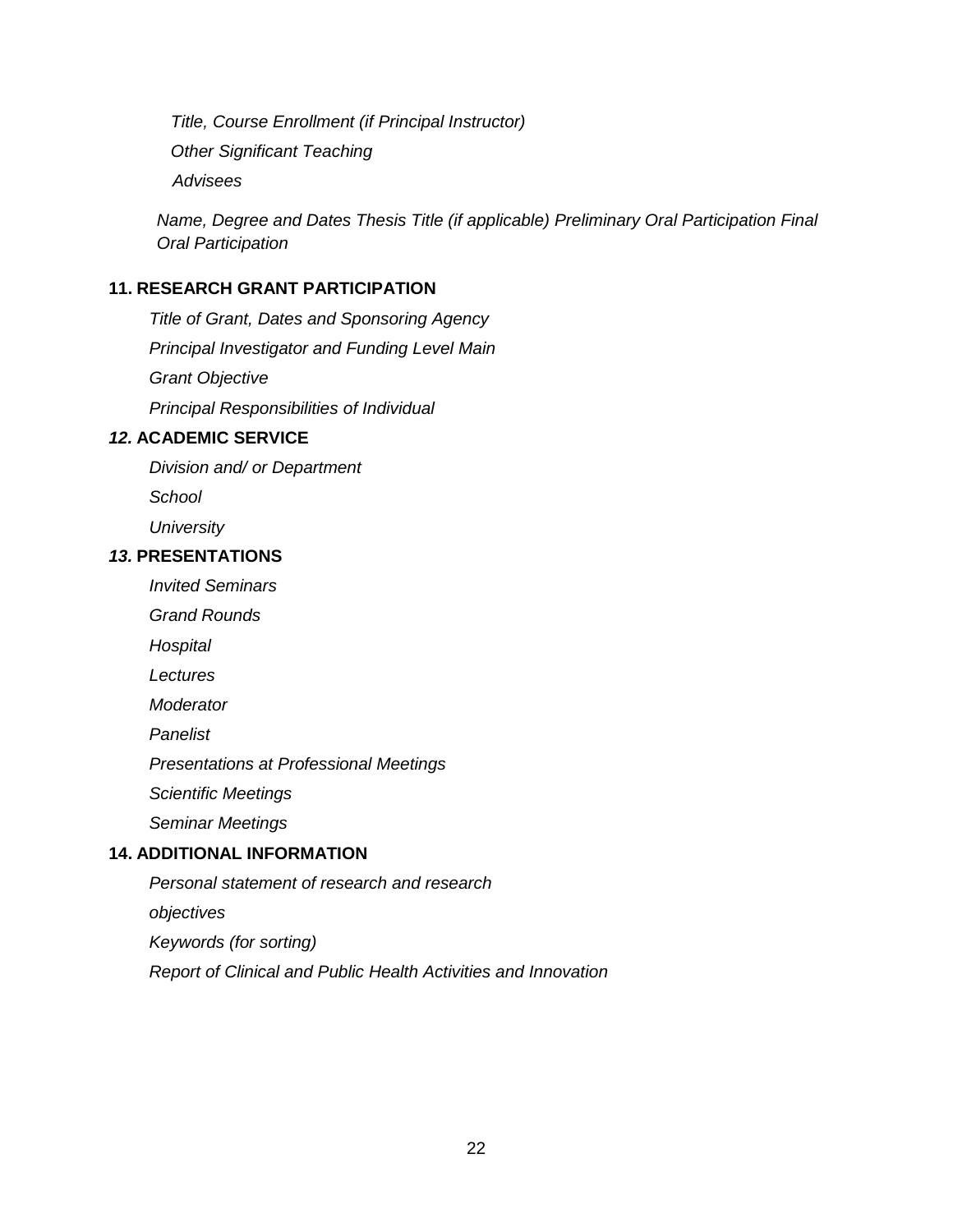*Title, Course Enrollment (if Principal Instructor)*

*Other Significant Teaching*

*Advisees*

*Name, Degree and Dates Thesis Title (if applicable) Preliminary Oral Participation Final Oral Participation*

**11. RESEARCH GRANT PARTICIPATION**

*Title of Grant, Dates and Sponsoring Agency*

*Principal Investigator and Funding Level Main*

*Grant Objective*

*Principal Responsibilities of Individual*

***12.* ACADEMIC SERVICE**

*Division and/ or Department*

*School*

*University*

***13.* PRESENTATIONS**

*Invited Seminars*

*Grand Rounds*

*Hospital*

*Lectures*

*Moderator*

*Panelist*

*Presentations at Professional Meetings*

*Scientific Meetings*

*Seminar Meetings*

**14. ADDITIONAL INFORMATION**

*Personal statement of research and research objectives*

*Keywords (for sorting)*

*Report of Clinical and Public Health Activities and Innovation*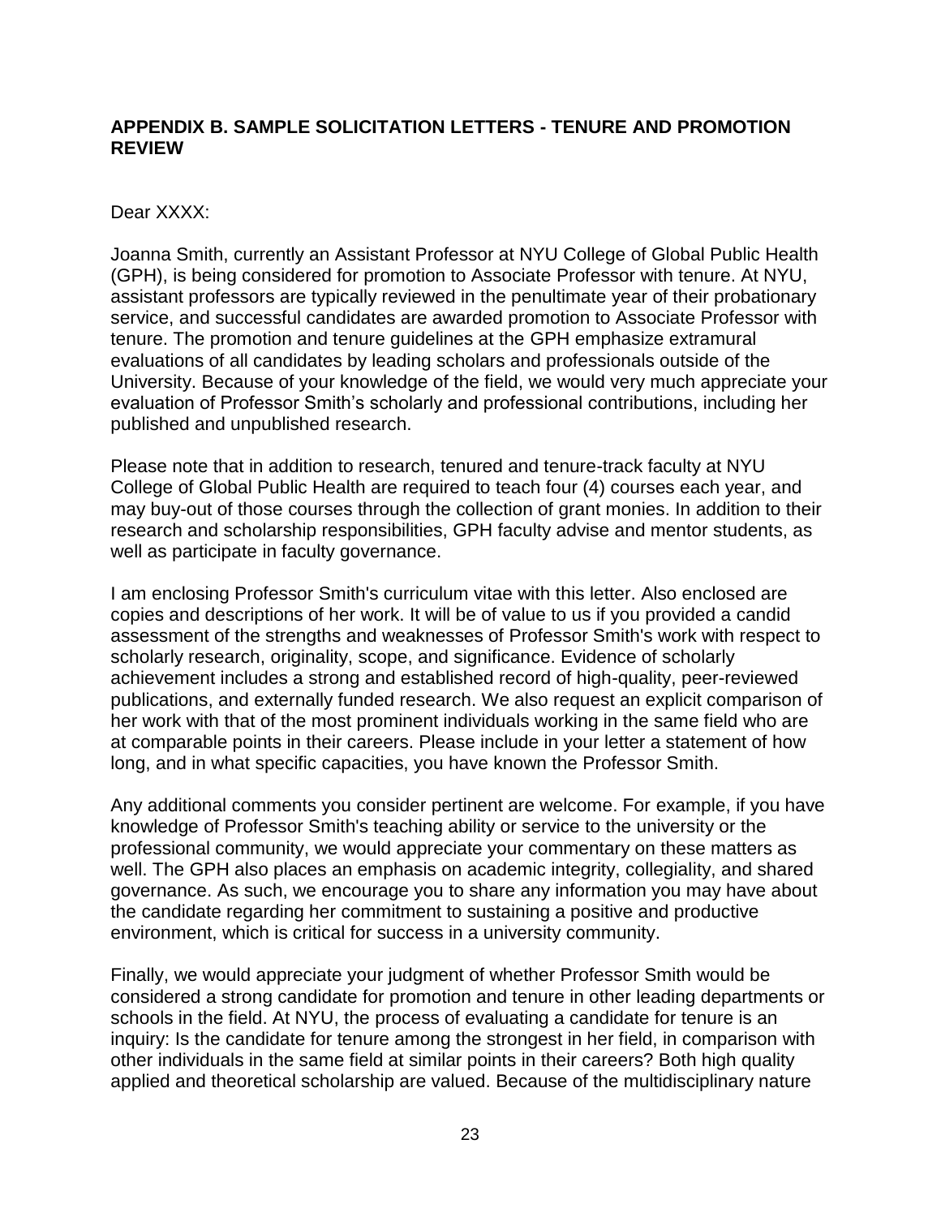## APPENDIX B. SAMPLE SOLICITATION LETTERS - TENURE AND PROMOTION REVIEW

Dear XXXX:

Joanna Smith, currently an Assistant Professor at NYU College of Global Public Health (GPH), is being considered for promotion to Associate Professor with tenure. At NYU, assistant professors are typically reviewed in the penultimate year of their probationary service, and successful candidates are awarded promotion to Associate Professor with tenure. The promotion and tenure guidelines at the GPH emphasize extramural evaluations of all candidates by leading scholars and professionals outside of the University. Because of your knowledge of the field, we would very much appreciate your evaluation of Professor Smith's scholarly and professional contributions, including her published and unpublished research.

Please note that in addition to research, tenured and tenure-track faculty at NYU College of Global Public Health are required to teach four (4) courses each year, and may buy-out of those courses through the collection of grant monies. In addition to their research and scholarship responsibilities, GPH faculty advise and mentor students, as well as participate in faculty governance.

I am enclosing Professor Smith's curriculum vitae with this letter. Also enclosed are copies and descriptions of her work. It will be of value to us if you provided a candid assessment of the strengths and weaknesses of Professor Smith's work with respect to scholarly research, originality, scope, and significance. Evidence of scholarly achievement includes a strong and established record of high-quality, peer-reviewed publications, and externally funded research. We also request an explicit comparison of her work with that of the most prominent individuals working in the same field who are at comparable points in their careers. Please include in your letter a statement of how long, and in what specific capacities, you have known the Professor Smith.

Any additional comments you consider pertinent are welcome. For example, if you have knowledge of Professor Smith's teaching ability or service to the university or the professional community, we would appreciate your commentary on these matters as well. The GPH also places an emphasis on academic integrity, collegiality, and shared governance. As such, we encourage you to share any information you may have about the candidate regarding her commitment to sustaining a positive and productive environment, which is critical for success in a university community.

Finally, we would appreciate your judgment of whether Professor Smith would be considered a strong candidate for promotion and tenure in other leading departments or schools in the field. At NYU, the process of evaluating a candidate for tenure is an inquiry: Is the candidate for tenure among the strongest in her field, in comparison with other individuals in the same field at similar points in their careers? Both high quality applied and theoretical scholarship are valued. Because of the multidisciplinary nature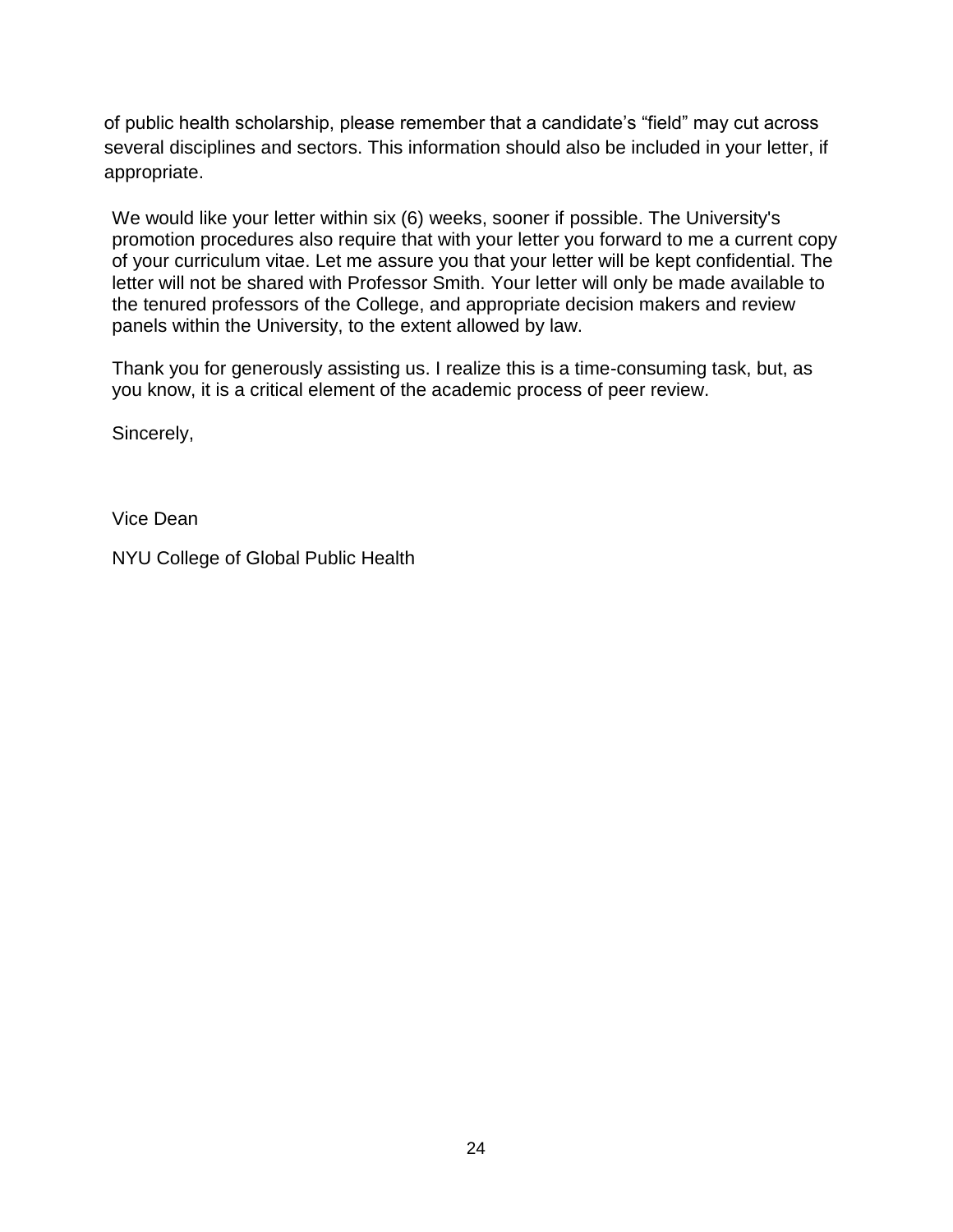of public health scholarship, please remember that a candidate's "field" may cut across several disciplines and sectors. This information should also be included in your letter, if appropriate.

We would like your letter within six (6) weeks, sooner if possible. The University's promotion procedures also require that with your letter you forward to me a current copy of your curriculum vitae. Let me assure you that your letter will be kept confidential. The letter will not be shared with Professor Smith. Your letter will only be made available to the tenured professors of the College, and appropriate decision makers and review panels within the University, to the extent allowed by law.

Thank you for generously assisting us. I realize this is a time-consuming task, but, as you know, it is a critical element of the academic process of peer review.

Sincerely,

Vice Dean

NYU College of Global Public Health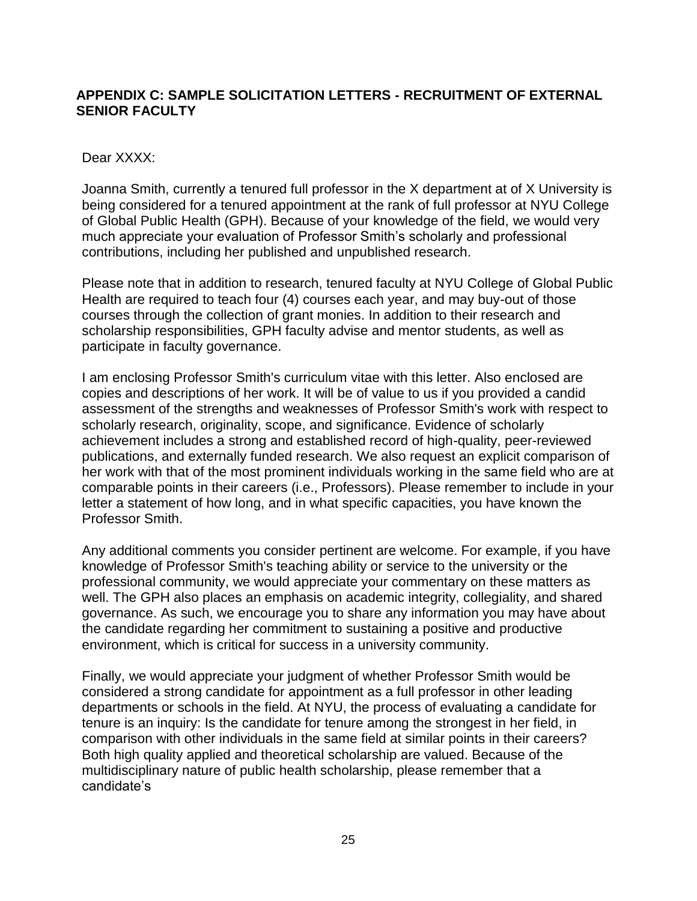## APPENDIX C: SAMPLE SOLICITATION LETTERS - RECRUITMENT OF EXTERNAL SENIOR FACULTY

Dear XXXX:

Joanna Smith, currently a tenured full professor in the X department at of X University is being considered for a tenured appointment at the rank of full professor at NYU College of Global Public Health (GPH). Because of your knowledge of the field, we would very much appreciate your evaluation of Professor Smith's scholarly and professional contributions, including her published and unpublished research.

Please note that in addition to research, tenured faculty at NYU College of Global Public Health are required to teach four (4) courses each year, and may buy-out of those courses through the collection of grant monies. In addition to their research and scholarship responsibilities, GPH faculty advise and mentor students, as well as participate in faculty governance.

I am enclosing Professor Smith's curriculum vitae with this letter. Also enclosed are copies and descriptions of her work. It will be of value to us if you provided a candid assessment of the strengths and weaknesses of Professor Smith's work with respect to scholarly research, originality, scope, and significance. Evidence of scholarly achievement includes a strong and established record of high-quality, peer-reviewed publications, and externally funded research. We also request an explicit comparison of her work with that of the most prominent individuals working in the same field who are at comparable points in their careers (i.e., Professors). Please remember to include in your letter a statement of how long, and in what specific capacities, you have known the Professor Smith.

Any additional comments you consider pertinent are welcome. For example, if you have knowledge of Professor Smith's teaching ability or service to the university or the professional community, we would appreciate your commentary on these matters as well. The GPH also places an emphasis on academic integrity, collegiality, and shared governance. As such, we encourage you to share any information you may have about the candidate regarding her commitment to sustaining a positive and productive environment, which is critical for success in a university community.

Finally, we would appreciate your judgment of whether Professor Smith would be considered a strong candidate for appointment as a full professor in other leading departments or schools in the field. At NYU, the process of evaluating a candidate for tenure is an inquiry: Is the candidate for tenure among the strongest in her field, in comparison with other individuals in the same field at similar points in their careers? Both high quality applied and theoretical scholarship are valued. Because of the multidisciplinary nature of public health scholarship, please remember that a candidate's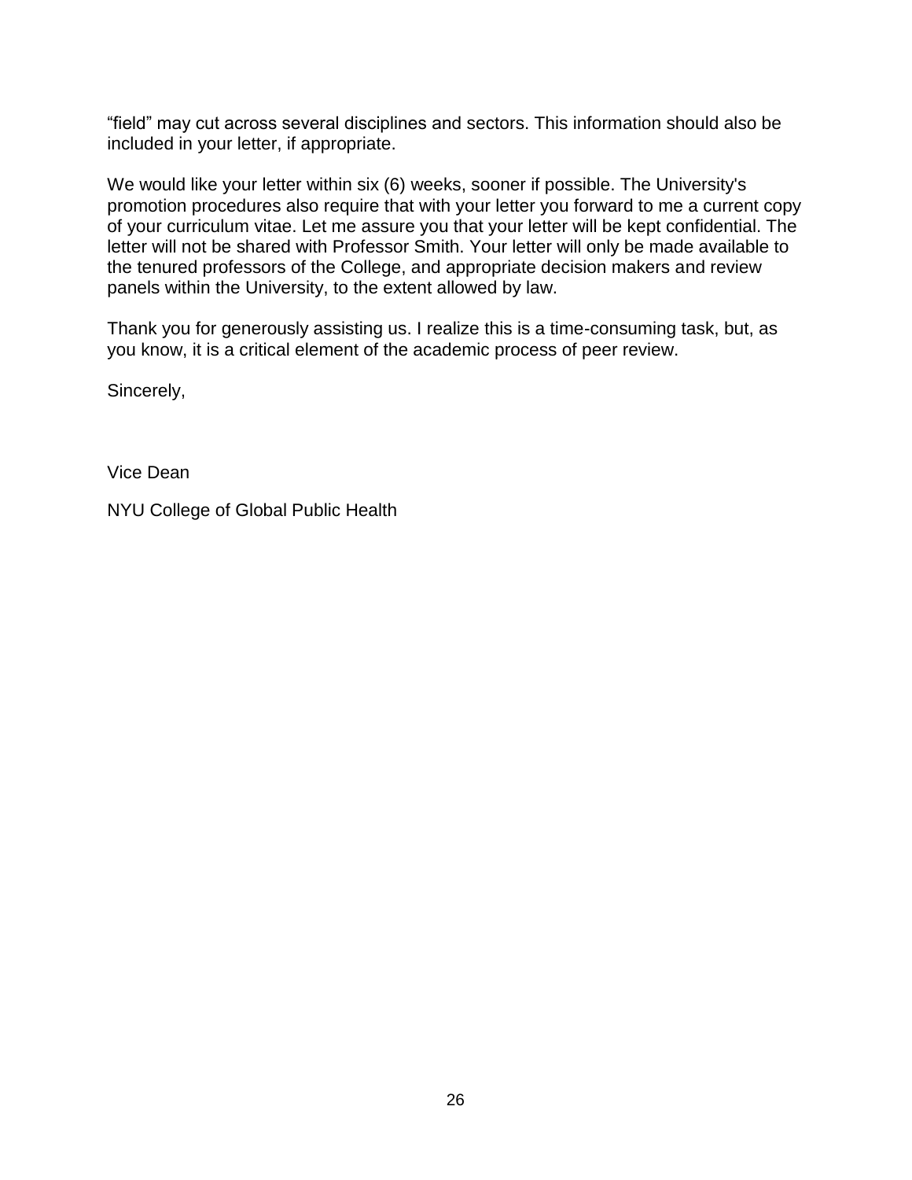“field” may cut across several disciplines and sectors. This information should also be included in your letter, if appropriate.

We would like your letter within six (6) weeks, sooner if possible. The University's promotion procedures also require that with your letter you forward to me a current copy of your curriculum vitae. Let me assure you that your letter will be kept confidential. The letter will not be shared with Professor Smith. Your letter will only be made available to the tenured professors of the College, and appropriate decision makers and review panels within the University, to the extent allowed by law.

Thank you for generously assisting us. I realize this is a time-consuming task, but, as you know, it is a critical element of the academic process of peer review.

Sincerely,

Vice Dean

NYU College of Global Public Health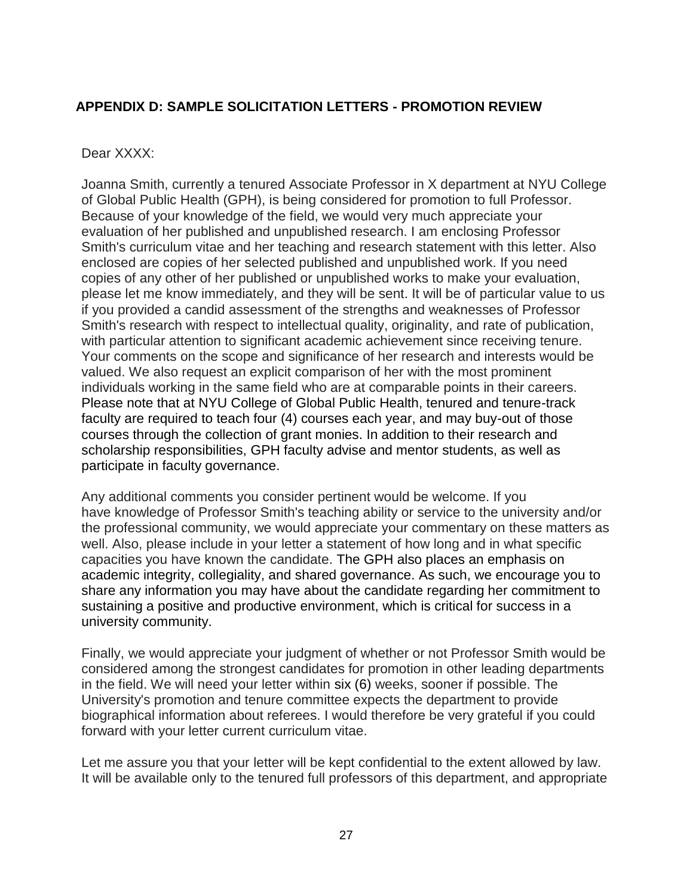## APPENDIX D: SAMPLE SOLICITATION LETTERS - PROMOTION REVIEW

Dear XXXX:

Joanna Smith, currently a tenured Associate Professor in X department at NYU College of Global Public Health (GPH), is being considered for promotion to full Professor. Because of your knowledge of the field, we would very much appreciate your evaluation of her published and unpublished research. I am enclosing Professor Smith's curriculum vitae and her teaching and research statement with this letter. Also enclosed are copies of her selected published and unpublished work. If you need copies of any other of her published or unpublished works to make your evaluation, please let me know immediately, and they will be sent. It will be of particular value to us if you provided a candid assessment of the strengths and weaknesses of Professor Smith's research with respect to intellectual quality, originality, and rate of publication, with particular attention to significant academic achievement since receiving tenure. Your comments on the scope and significance of her research and interests would be valued. We also request an explicit comparison of her with the most prominent individuals working in the same field who are at comparable points in their careers. Please note that at NYU College of Global Public Health, tenured and tenure-track faculty are required to teach four (4) courses each year, and may buy-out of those courses through the collection of grant monies. In addition to their research and scholarship responsibilities, GPH faculty advise and mentor students, as well as participate in faculty governance.

Any additional comments you consider pertinent would be welcome. If you have knowledge of Professor Smith's teaching ability or service to the university and/or the professional community, we would appreciate your commentary on these matters as well. Also, please include in your letter a statement of how long and in what specific capacities you have known the candidate. The GPH also places an emphasis on academic integrity, collegiality, and shared governance. As such, we encourage you to share any information you may have about the candidate regarding her commitment to sustaining a positive and productive environment, which is critical for success in a university community.

Finally, we would appreciate your judgment of whether or not Professor Smith would be considered among the strongest candidates for promotion in other leading departments in the field. We will need your letter within six (6) weeks, sooner if possible. The University's promotion and tenure committee expects the department to provide biographical information about referees. I would therefore be very grateful if you could forward with your letter current curriculum vitae.

Let me assure you that your letter will be kept confidential to the extent allowed by law. It will be available only to the tenured full professors of this department, and appropriate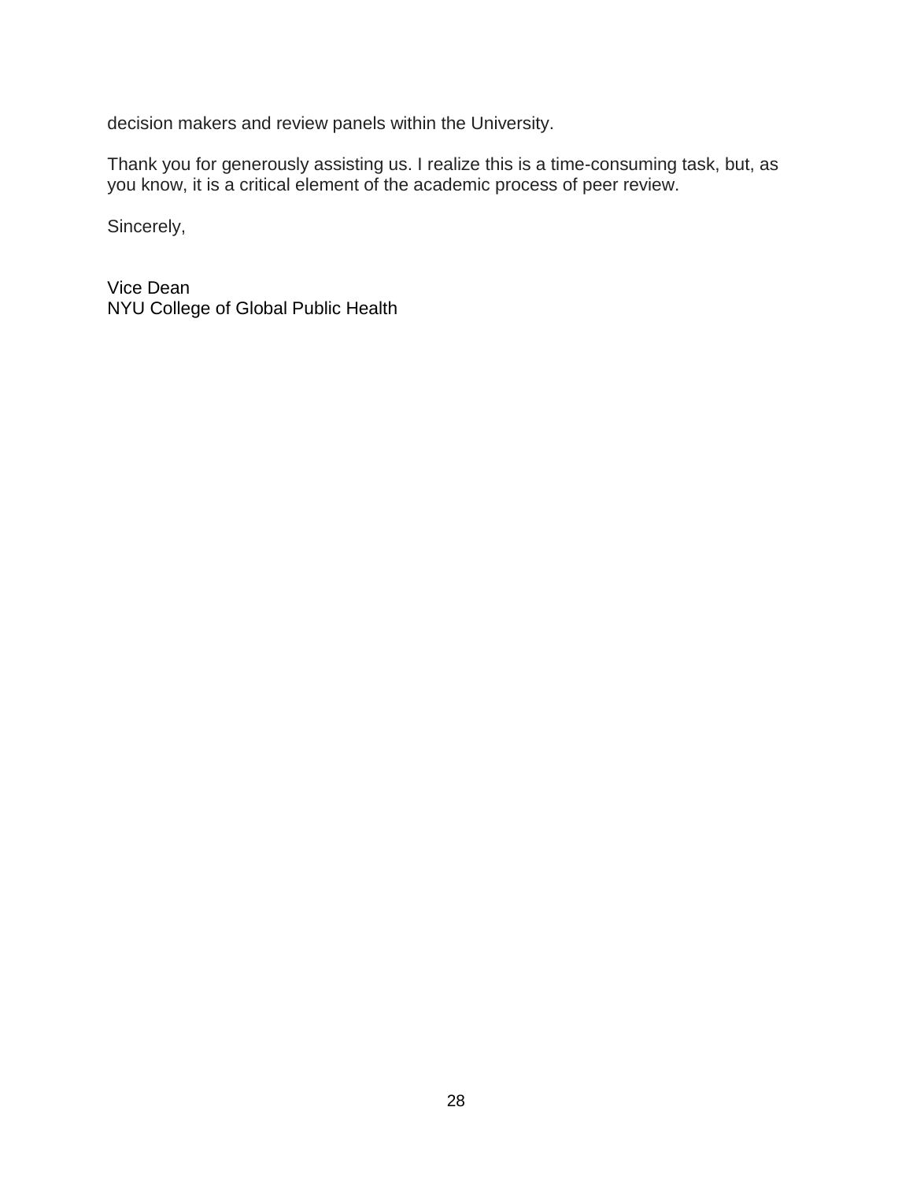decision makers and review panels within the University.

Thank you for generously assisting us. I realize this is a time-consuming task, but, as you know, it is a critical element of the academic process of peer review.

Sincerely,

Vice Dean
NYU College of Global Public Health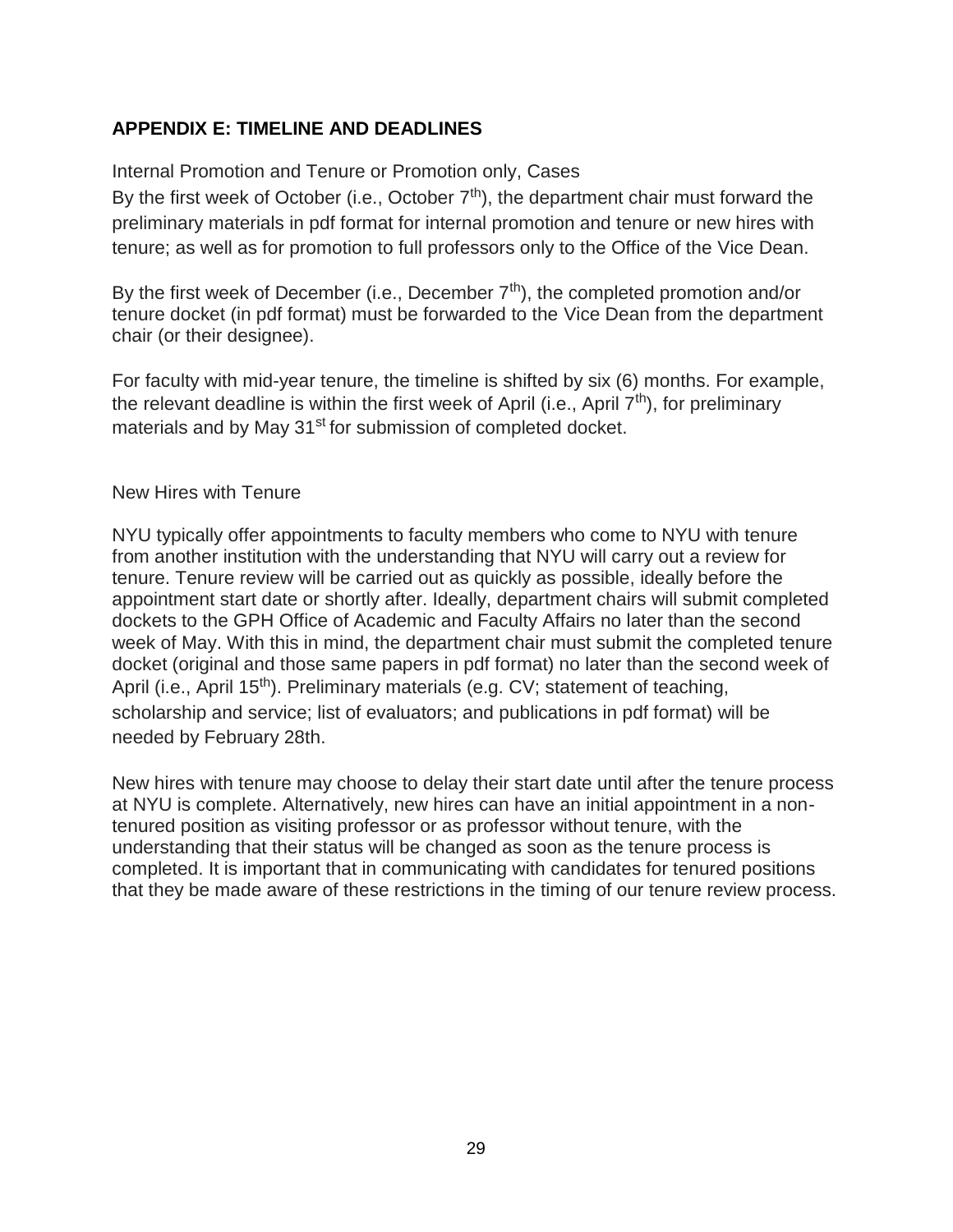## APPENDIX E: TIMELINE AND DEADLINES

Internal Promotion and Tenure or Promotion only, Cases

By the first week of October (i.e., October 7th), the department chair must forward the preliminary materials in pdf format for internal promotion and tenure or new hires with tenure; as well as for promotion to full professors only to the Office of the Vice Dean.

By the first week of December (i.e., December 7th), the completed promotion and/or tenure docket (in pdf format) must be forwarded to the Vice Dean from the department chair (or their designee).

For faculty with mid-year tenure, the timeline is shifted by six (6) months. For example, the relevant deadline is within the first week of April (i.e., April 7th), for preliminary materials and by May 31st for submission of completed docket.

New Hires with Tenure

NYU typically offer appointments to faculty members who come to NYU with tenure from another institution with the understanding that NYU will carry out a review for tenure. Tenure review will be carried out as quickly as possible, ideally before the appointment start date or shortly after. Ideally, department chairs will submit completed dockets to the GPH Office of Academic and Faculty Affairs no later than the second week of May. With this in mind, the department chair must submit the completed tenure docket (original and those same papers in pdf format) no later than the second week of April (i.e., April 15th). Preliminary materials (e.g. CV; statement of teaching, scholarship and service; list of evaluators; and publications in pdf format) will be needed by February 28th.

New hires with tenure may choose to delay their start date until after the tenure process at NYU is complete. Alternatively, new hires can have an initial appointment in a non-tenured position as visiting professor or as professor without tenure, with the understanding that their status will be changed as soon as the tenure process is completed. It is important that in communicating with candidates for tenured positions that they be made aware of these restrictions in the timing of our tenure review process.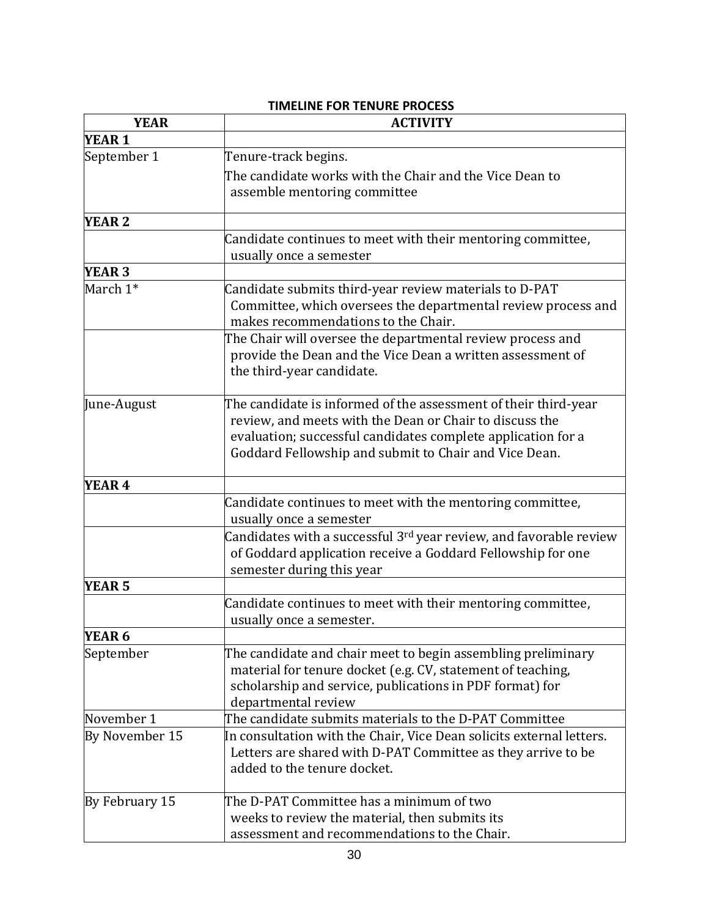**TIMELINE FOR TENURE PROCESS**

| YEAR | ACTIVITY |
|---|---|
| **YEAR 1** | |
| September 1 | Tenure-track begins. The candidate works with the Chair and the Vice Dean to assemble mentoring committee |
| **YEAR 2** | |
| | Candidate continues to meet with their mentoring committee, usually once a semester |
| **YEAR 3** | |
| March 1* | Candidate submits third-year review materials to D-PAT Committee, which oversees the departmental review process and makes recommendations to the Chair. |
| | The Chair will oversee the departmental review process and provide the Dean and the Vice Dean a written assessment of the third-year candidate. |
| June-August | The candidate is informed of the assessment of their third-year review, and meets with the Dean or Chair to discuss the evaluation; successful candidates complete application for a Goddard Fellowship and submit to Chair and Vice Dean. |
| **YEAR 4** | |
| | Candidate continues to meet with the mentoring committee, usually once a semester |
| | Candidates with a successful 3rd year review, and favorable review of Goddard application receive a Goddard Fellowship for one semester during this year |
| **YEAR 5** | |
| | Candidate continues to meet with their mentoring committee, usually once a semester. |
| **YEAR 6** | |
| September | The candidate and chair meet to begin assembling preliminary material for tenure docket (e.g. CV, statement of teaching, scholarship and service, publications in PDF format) for departmental review |
| November 1 | The candidate submits materials to the D-PAT Committee |
| By November 15 | In consultation with the Chair, Vice Dean solicits external letters. Letters are shared with D-PAT Committee as they arrive to be added to the tenure docket. |
| By February 15 | The D-PAT Committee has a minimum of two weeks to review the material, then submits its assessment and recommendations to the Chair. |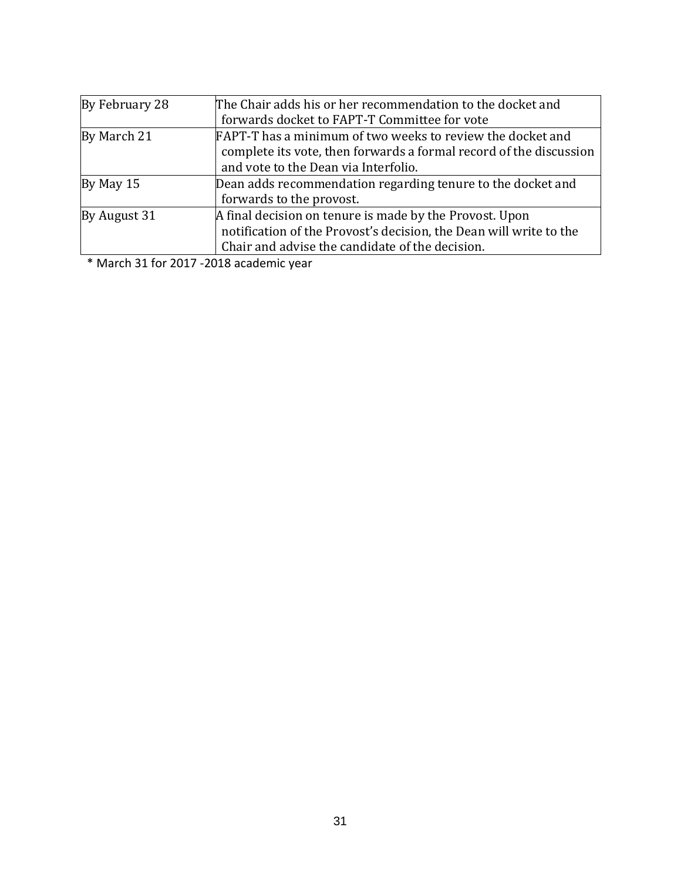| | |
|---|---|
| By February 28 | The Chair adds his or her recommendation to the docket and forwards docket to FAPT-T Committee for vote |
| By March 21 | FAPT-T has a minimum of two weeks to review the docket and complete its vote, then forwards a formal record of the discussion and vote to the Dean via Interfolio. |
| By May 15 | Dean adds recommendation regarding tenure to the docket and forwards to the provost. |
| By August 31 | A final decision on tenure is made by the Provost. Upon notification of the Provost's decision, the Dean will write to the Chair and advise the candidate of the decision. |

* March 31 for 2017 -2018 academic year